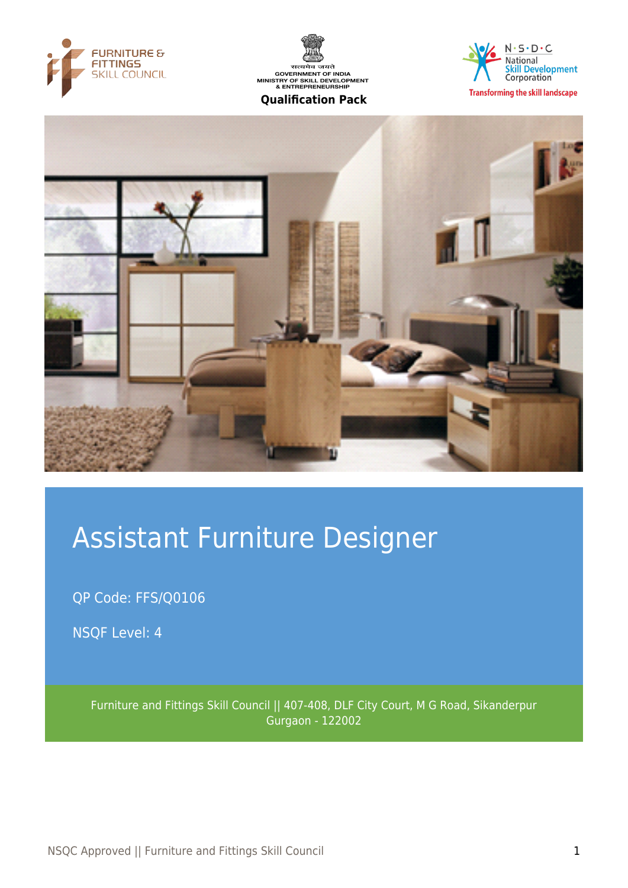FURNITURE & FITTINGS SKILL COUNCIL

सत्यमेव जयते
GOVERNMENT OF INDIA
MINISTRY OF SKILL DEVELOPMENT & ENTREPRENEURSHIP

**Qualification Pack**

N·S·D·C National Skill Development Corporation
Transforming the skill landscape

# Assistant Furniture Designer

QP Code: FFS/Q0106

NSQF Level: 4

Furniture and Fittings Skill Council || 407-408, DLF City Court, M G Road, Sikanderpur Gurgaon - 122002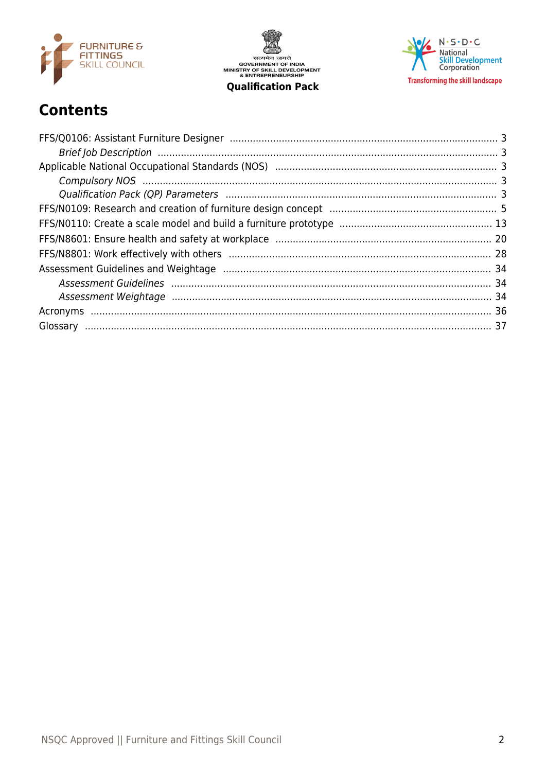# Contents

FFS/Q0106: Assistant Furniture Designer ........................................................................................ 3
    *Brief Job Description* ........................................................................................................................ 3
Applicable National Occupational Standards (NOS) ........................................................................ 3
    *Compulsory NOS* ............................................................................................................................ 3
    *Qualification Pack (QP) Parameters* ............................................................................................... 3
FFS/N0109: Research and creation of furniture design concept ..................................................... 5
FFS/N0110: Create a scale model and build a furniture prototype ................................................ 13
FFS/N8601: Ensure health and safety at workplace ........................................................................ 20
FFS/N8801: Work effectively with others ......................................................................................... 28
Assessment Guidelines and Weightage ............................................................................................ 34
    *Assessment Guidelines* ................................................................................................................... 34
    *Assessment Weightage* .................................................................................................................... 34
Acronyms ................................................................................................................................................ 36
Glossary ................................................................................................................................................... 37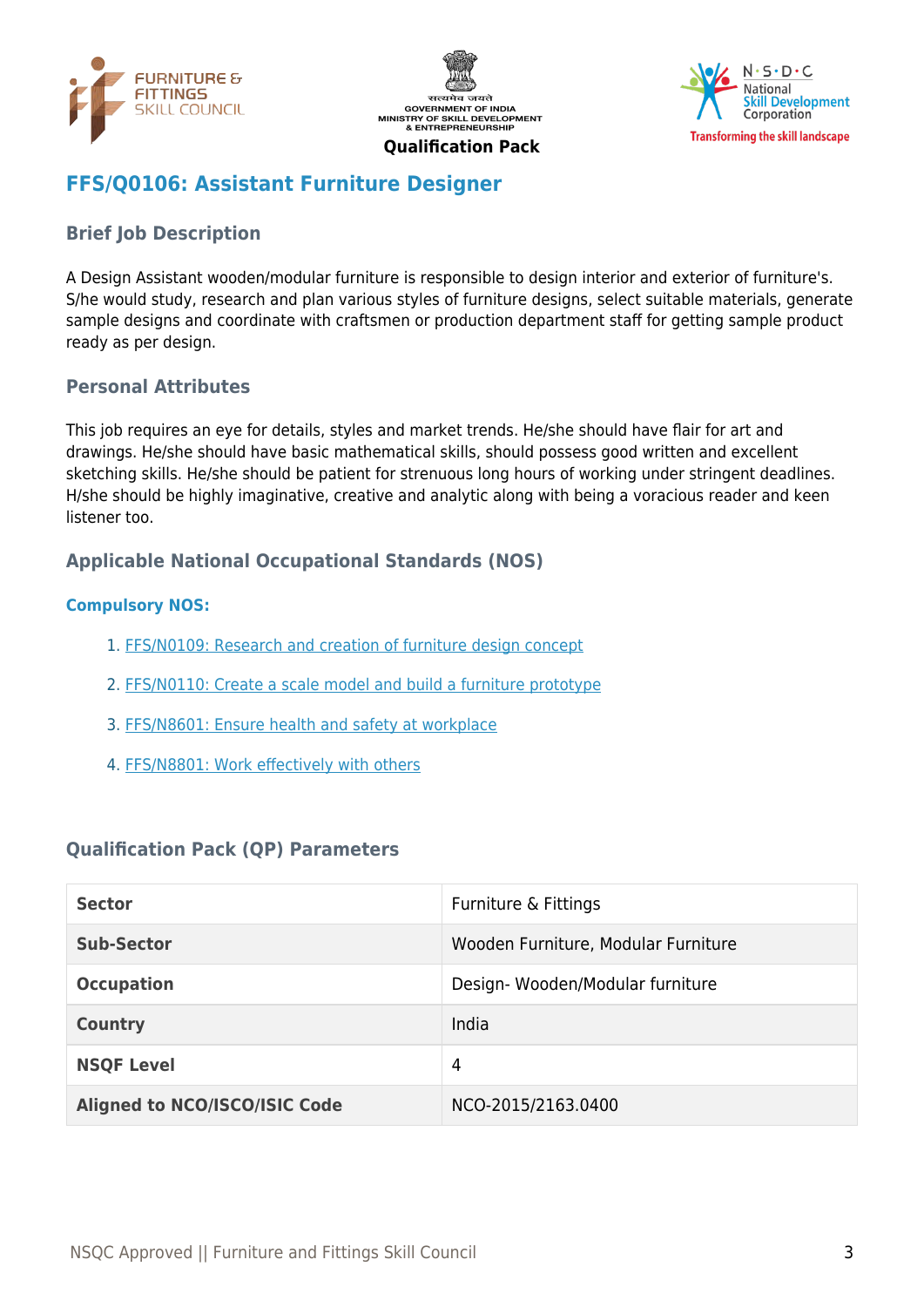# FFS/Q0106: Assistant Furniture Designer

## Brief Job Description

A Design Assistant wooden/modular furniture is responsible to design interior and exterior of furniture's. S/he would study, research and plan various styles of furniture designs, select suitable materials, generate sample designs and coordinate with craftsmen or production department staff for getting sample product ready as per design.

## Personal Attributes

This job requires an eye for details, styles and market trends. He/she should have flair for art and drawings. He/she should have basic mathematical skills, should possess good written and excellent sketching skills. He/she should be patient for strenuous long hours of working under stringent deadlines. H/she should be highly imaginative, creative and analytic along with being a voracious reader and keen listener too.

## Applicable National Occupational Standards (NOS)

### Compulsory NOS:

1. FFS/N0109: Research and creation of furniture design concept
2. FFS/N0110: Create a scale model and build a furniture prototype
3. FFS/N8601: Ensure health and safety at workplace
4. FFS/N8801: Work effectively with others

## Qualification Pack (QP) Parameters

| | |
|---|---|
| **Sector** | Furniture & Fittings |
| **Sub-Sector** | Wooden Furniture, Modular Furniture |
| **Occupation** | Design- Wooden/Modular furniture |
| **Country** | India |
| **NSQF Level** | 4 |
| **Aligned to NCO/ISCO/ISIC Code** | NCO-2015/2163.0400 |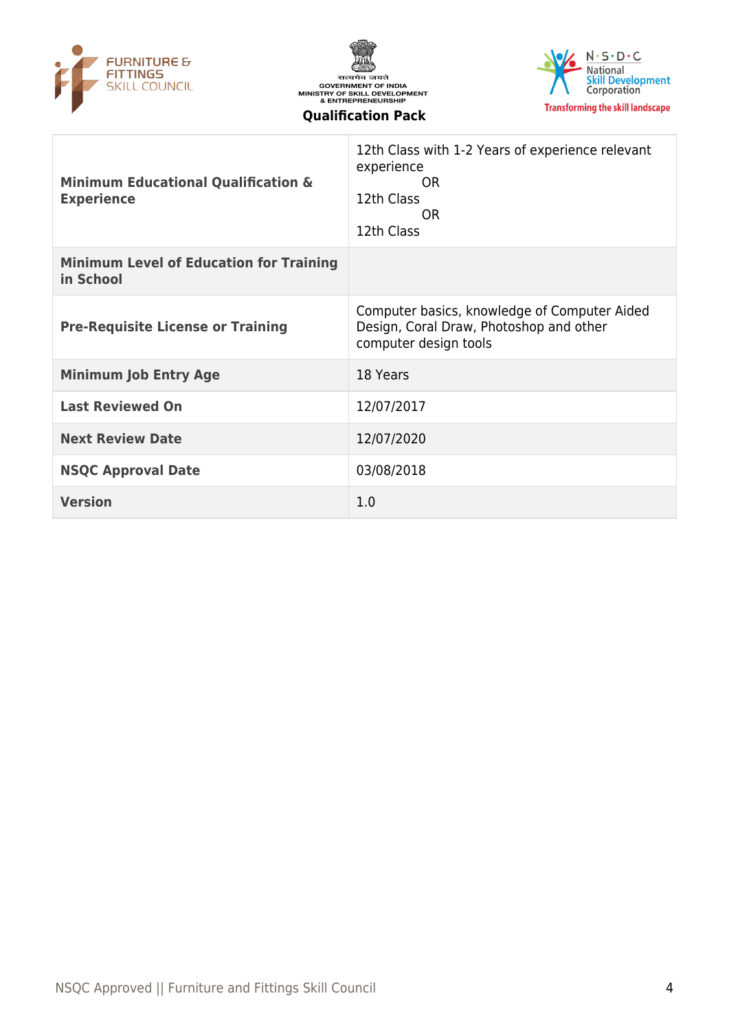| | |
|---|---|
| **Minimum Educational Qualification & Experience** | 12th Class with 1-2 Years of experience relevant experience<br>OR<br>12th Class<br>OR<br>12th Class |
| **Minimum Level of Education for Training in School** | |
| **Pre-Requisite License or Training** | Computer basics, knowledge of Computer Aided Design, Coral Draw, Photoshop and other computer design tools |
| **Minimum Job Entry Age** | 18 Years |
| **Last Reviewed On** | 12/07/2017 |
| **Next Review Date** | 12/07/2020 |
| **NSQC Approval Date** | 03/08/2018 |
| **Version** | 1.0 |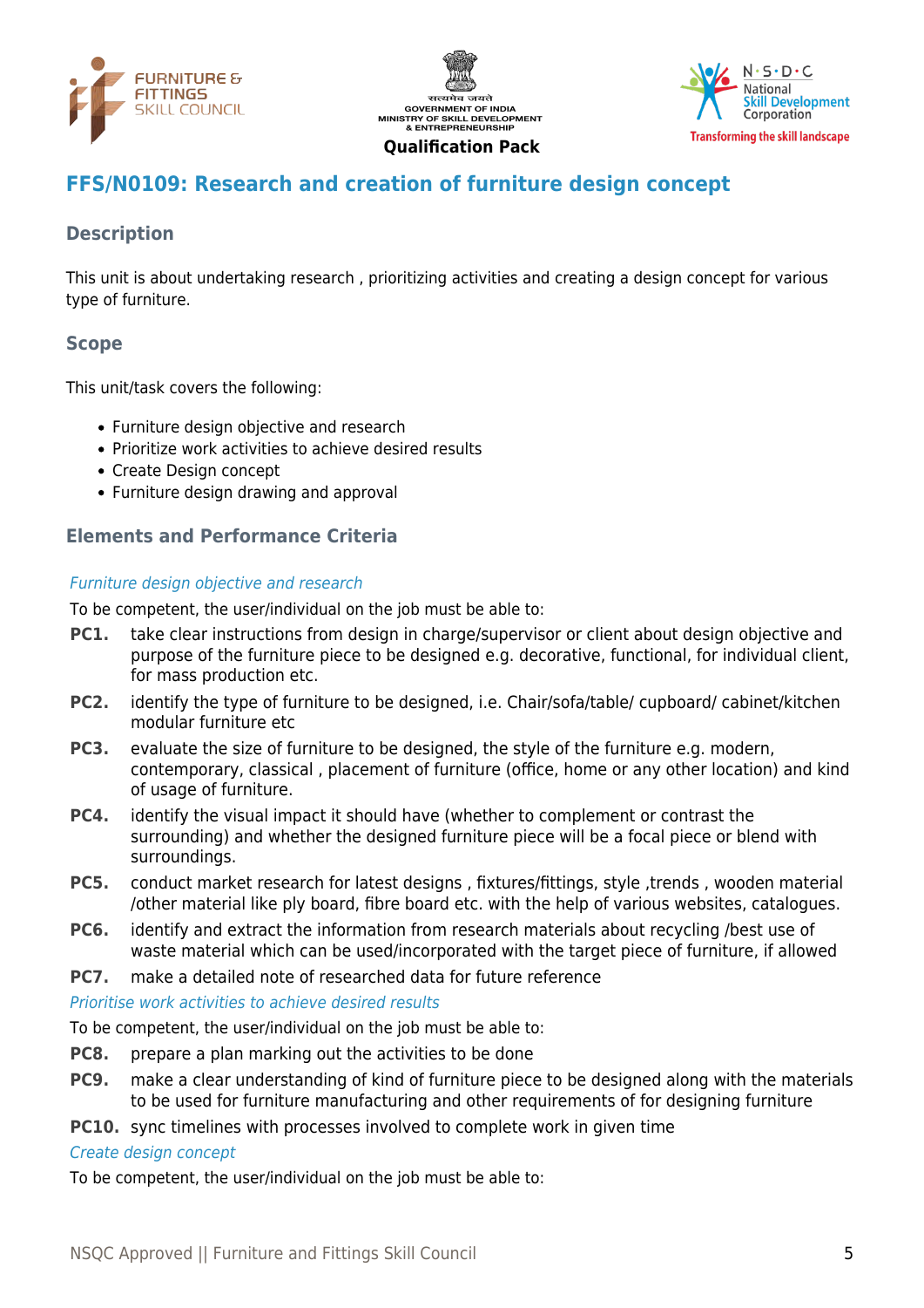## FFS/N0109: Research and creation of furniture design concept

### Description

This unit is about undertaking research , prioritizing activities and creating a design concept for various type of furniture.

### Scope

This unit/task covers the following:

- Furniture design objective and research
- Prioritize work activities to achieve desired results
- Create Design concept
- Furniture design drawing and approval

### Elements and Performance Criteria

*Furniture design objective and research*

To be competent, the user/individual on the job must be able to:

**PC1.** take clear instructions from design in charge/supervisor or client about design objective and purpose of the furniture piece to be designed e.g. decorative, functional, for individual client, for mass production etc.

**PC2.** identify the type of furniture to be designed, i.e. Chair/sofa/table/ cupboard/ cabinet/kitchen modular furniture etc

**PC3.** evaluate the size of furniture to be designed, the style of the furniture e.g. modern, contemporary, classical , placement of furniture (office, home or any other location) and kind of usage of furniture.

**PC4.** identify the visual impact it should have (whether to complement or contrast the surrounding) and whether the designed furniture piece will be a focal piece or blend with surroundings.

**PC5.** conduct market research for latest designs , fixtures/fittings, style ,trends , wooden material /other material like ply board, fibre board etc. with the help of various websites, catalogues.

**PC6.** identify and extract the information from research materials about recycling /best use of waste material which can be used/incorporated with the target piece of furniture, if allowed

**PC7.** make a detailed note of researched data for future reference

*Prioritise work activities to achieve desired results*

To be competent, the user/individual on the job must be able to:

**PC8.** prepare a plan marking out the activities to be done

**PC9.** make a clear understanding of kind of furniture piece to be designed along with the materials to be used for furniture manufacturing and other requirements of for designing furniture

**PC10.** sync timelines with processes involved to complete work in given time

*Create design concept*

To be competent, the user/individual on the job must be able to: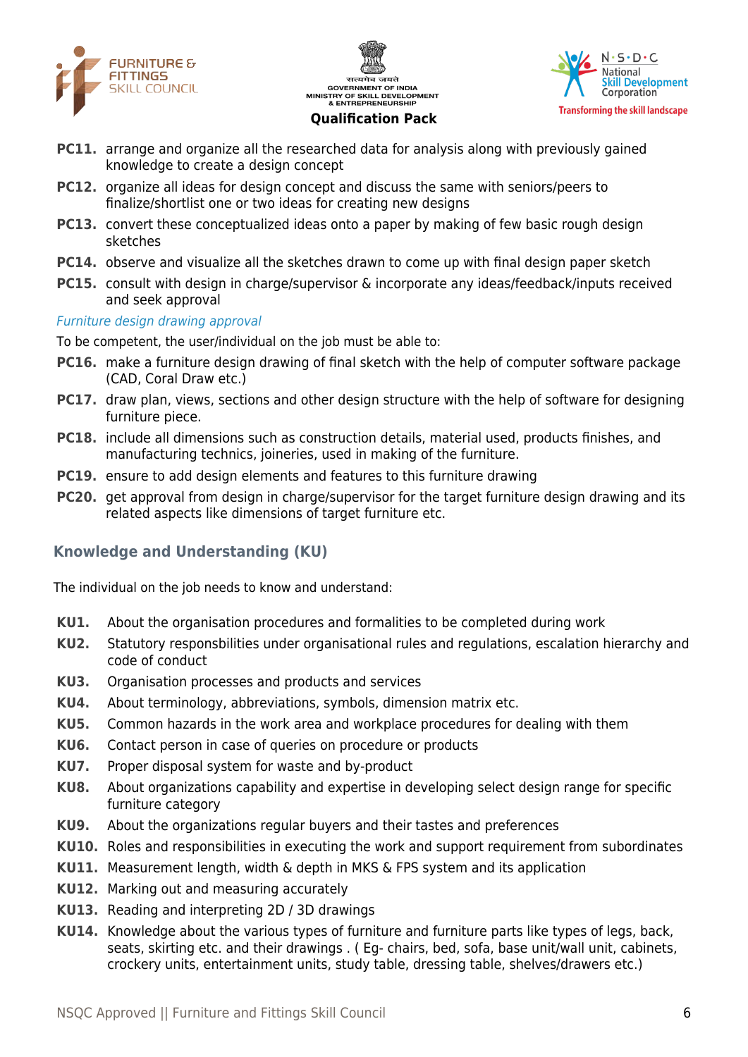**PC11.** arrange and organize all the researched data for analysis along with previously gained knowledge to create a design concept

**PC12.** organize all ideas for design concept and discuss the same with seniors/peers to finalize/shortlist one or two ideas for creating new designs

**PC13.** convert these conceptualized ideas onto a paper by making of few basic rough design sketches

**PC14.** observe and visualize all the sketches drawn to come up with final design paper sketch

**PC15.** consult with design in charge/supervisor & incorporate any ideas/feedback/inputs received and seek approval

*Furniture design drawing approval*

To be competent, the user/individual on the job must be able to:

**PC16.** make a furniture design drawing of final sketch with the help of computer software package (CAD, Coral Draw etc.)

**PC17.** draw plan, views, sections and other design structure with the help of software for designing furniture piece.

**PC18.** include all dimensions such as construction details, material used, products finishes, and manufacturing technics, joineries, used in making of the furniture.

**PC19.** ensure to add design elements and features to this furniture drawing

**PC20.** get approval from design in charge/supervisor for the target furniture design drawing and its related aspects like dimensions of target furniture etc.

## Knowledge and Understanding (KU)

The individual on the job needs to know and understand:

**KU1.** About the organisation procedures and formalities to be completed during work

**KU2.** Statutory responsbilities under organisational rules and regulations, escalation hierarchy and code of conduct

**KU3.** Organisation processes and products and services

**KU4.** About terminology, abbreviations, symbols, dimension matrix etc.

**KU5.** Common hazards in the work area and workplace procedures for dealing with them

**KU6.** Contact person in case of queries on procedure or products

**KU7.** Proper disposal system for waste and by-product

**KU8.** About organizations capability and expertise in developing select design range for specific furniture category

**KU9.** About the organizations regular buyers and their tastes and preferences

**KU10.** Roles and responsibilities in executing the work and support requirement from subordinates

**KU11.** Measurement length, width & depth in MKS & FPS system and its application

**KU12.** Marking out and measuring accurately

**KU13.** Reading and interpreting 2D / 3D drawings

**KU14.** Knowledge about the various types of furniture and furniture parts like types of legs, back, seats, skirting etc. and their drawings . ( Eg- chairs, bed, sofa, base unit/wall unit, cabinets, crockery units, entertainment units, study table, dressing table, shelves/drawers etc.)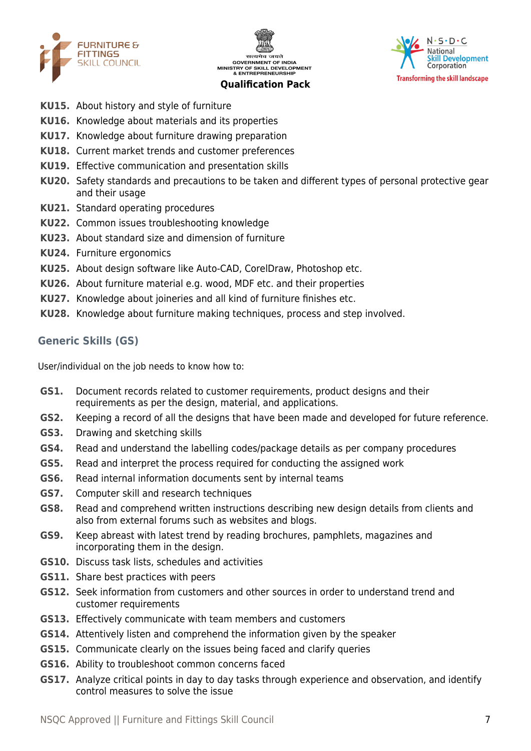**KU15.** About history and style of furniture

**KU16.** Knowledge about materials and its properties

**KU17.** Knowledge about furniture drawing preparation

**KU18.** Current market trends and customer preferences

**KU19.** Effective communication and presentation skills

**KU20.** Safety standards and precautions to be taken and different types of personal protective gear and their usage

**KU21.** Standard operating procedures

**KU22.** Common issues troubleshooting knowledge

**KU23.** About standard size and dimension of furniture

**KU24.** Furniture ergonomics

**KU25.** About design software like Auto-CAD, CorelDraw, Photoshop etc.

**KU26.** About furniture material e.g. wood, MDF etc. and their properties

**KU27.** Knowledge about joineries and all kind of furniture finishes etc.

**KU28.** Knowledge about furniture making techniques, process and step involved.

### Generic Skills (GS)

User/individual on the job needs to know how to:

**GS1.** Document records related to customer requirements, product designs and their requirements as per the design, material, and applications.

**GS2.** Keeping a record of all the designs that have been made and developed for future reference.

**GS3.** Drawing and sketching skills

**GS4.** Read and understand the labelling codes/package details as per company procedures

**GS5.** Read and interpret the process required for conducting the assigned work

**GS6.** Read internal information documents sent by internal teams

**GS7.** Computer skill and research techniques

**GS8.** Read and comprehend written instructions describing new design details from clients and also from external forums such as websites and blogs.

**GS9.** Keep abreast with latest trend by reading brochures, pamphlets, magazines and incorporating them in the design.

**GS10.** Discuss task lists, schedules and activities

**GS11.** Share best practices with peers

**GS12.** Seek information from customers and other sources in order to understand trend and customer requirements

**GS13.** Effectively communicate with team members and customers

**GS14.** Attentively listen and comprehend the information given by the speaker

**GS15.** Communicate clearly on the issues being faced and clarify queries

**GS16.** Ability to troubleshoot common concerns faced

**GS17.** Analyze critical points in day to day tasks through experience and observation, and identify control measures to solve the issue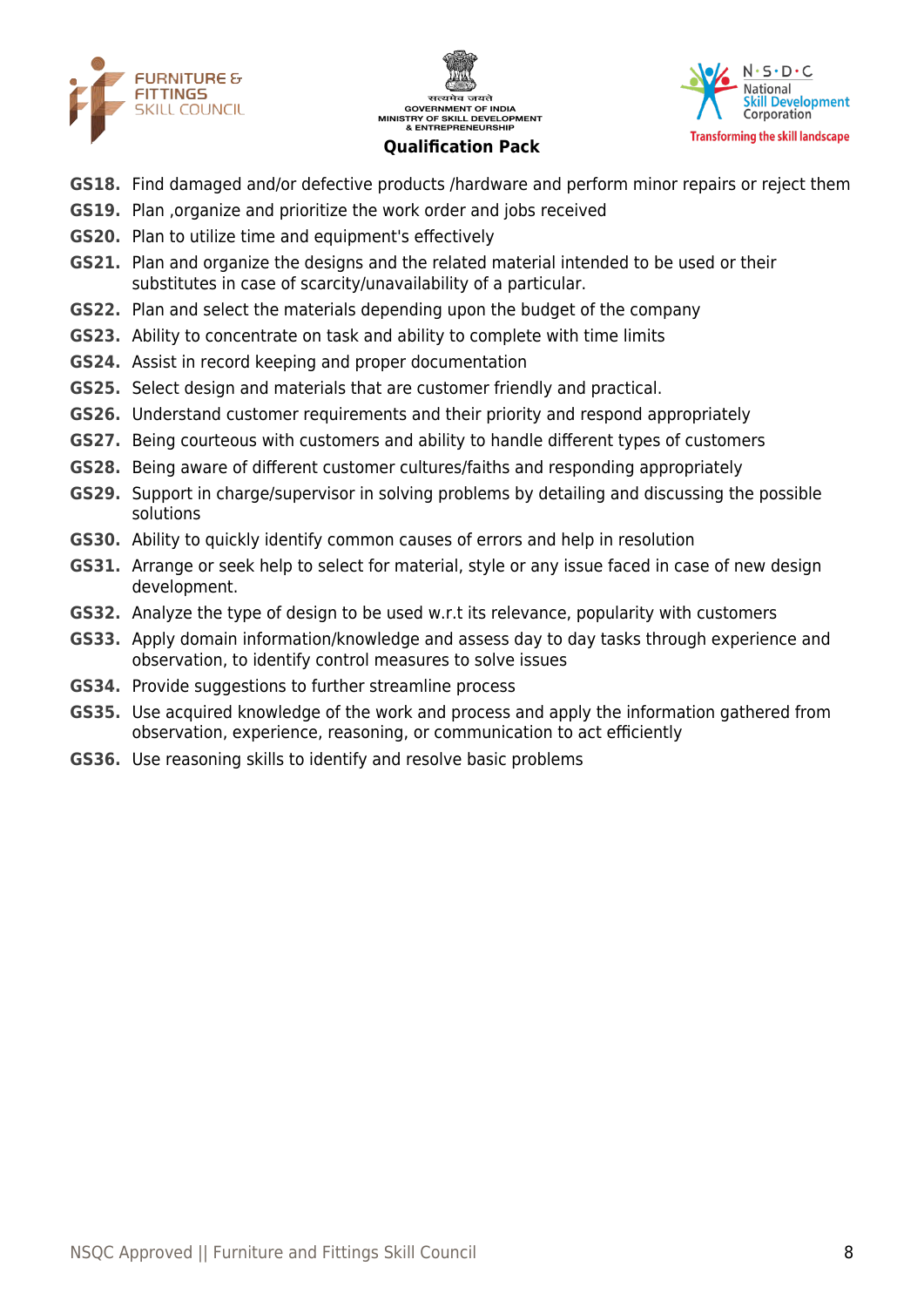**GS18.** Find damaged and/or defective products /hardware and perform minor repairs or reject them

**GS19.** Plan ,organize and prioritize the work order and jobs received

**GS20.** Plan to utilize time and equipment's effectively

**GS21.** Plan and organize the designs and the related material intended to be used or their substitutes in case of scarcity/unavailability of a particular.

**GS22.** Plan and select the materials depending upon the budget of the company

**GS23.** Ability to concentrate on task and ability to complete with time limits

**GS24.** Assist in record keeping and proper documentation

**GS25.** Select design and materials that are customer friendly and practical.

**GS26.** Understand customer requirements and their priority and respond appropriately

**GS27.** Being courteous with customers and ability to handle different types of customers

**GS28.** Being aware of different customer cultures/faiths and responding appropriately

**GS29.** Support in charge/supervisor in solving problems by detailing and discussing the possible solutions

**GS30.** Ability to quickly identify common causes of errors and help in resolution

**GS31.** Arrange or seek help to select for material, style or any issue faced in case of new design development.

**GS32.** Analyze the type of design to be used w.r.t its relevance, popularity with customers

**GS33.** Apply domain information/knowledge and assess day to day tasks through experience and observation, to identify control measures to solve issues

**GS34.** Provide suggestions to further streamline process

**GS35.** Use acquired knowledge of the work and process and apply the information gathered from observation, experience, reasoning, or communication to act efficiently

**GS36.** Use reasoning skills to identify and resolve basic problems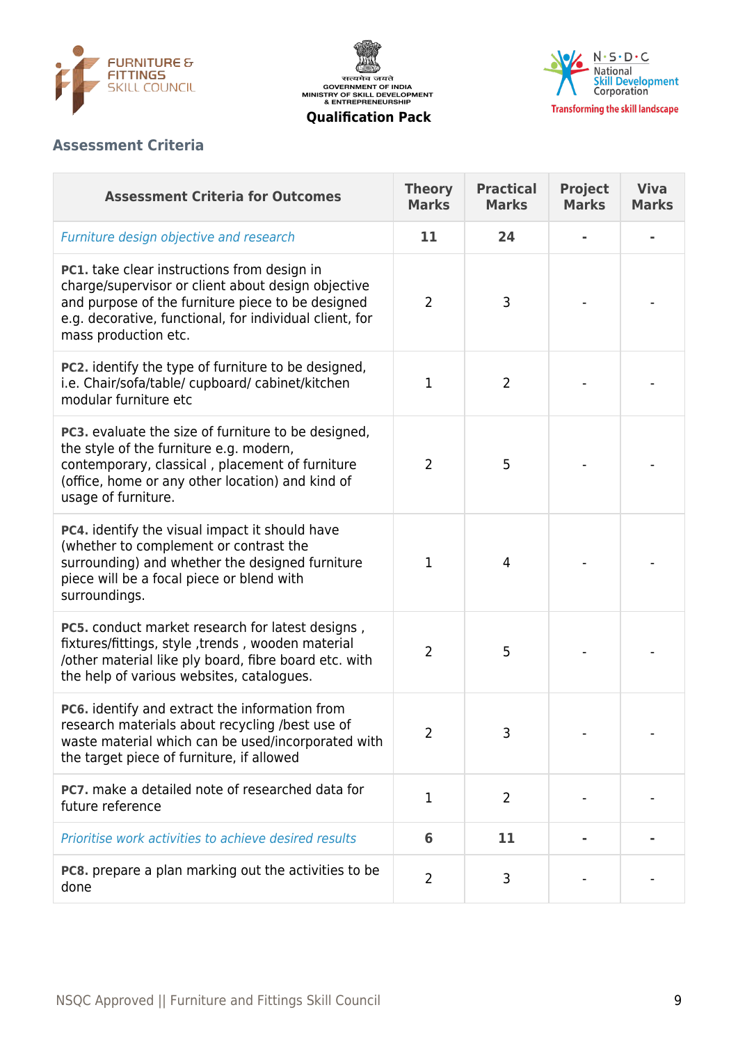## Assessment Criteria

| Assessment Criteria for Outcomes | Theory Marks | Practical Marks | Project Marks | Viva Marks |
|---|---|---|---|---|
| *Furniture design objective and research* | **11** | **24** | **-** | **-** |
| **PC1.** take clear instructions from design in charge/supervisor or client about design objective and purpose of the furniture piece to be designed e.g. decorative, functional, for individual client, for mass production etc. | 2 | 3 | - | - |
| **PC2.** identify the type of furniture to be designed, i.e. Chair/sofa/table/ cupboard/ cabinet/kitchen modular furniture etc | 1 | 2 | - | - |
| **PC3.** evaluate the size of furniture to be designed, the style of the furniture e.g. modern, contemporary, classical , placement of furniture (office, home or any other location) and kind of usage of furniture. | 2 | 5 | - | - |
| **PC4.** identify the visual impact it should have (whether to complement or contrast the surrounding) and whether the designed furniture piece will be a focal piece or blend with surroundings. | 1 | 4 | - | - |
| **PC5.** conduct market research for latest designs , fixtures/fittings, style ,trends , wooden material /other material like ply board, fibre board etc. with the help of various websites, catalogues. | 2 | 5 | - | - |
| **PC6.** identify and extract the information from research materials about recycling /best use of waste material which can be used/incorporated with the target piece of furniture, if allowed | 2 | 3 | - | - |
| **PC7.** make a detailed note of researched data for future reference | 1 | 2 | - | - |
| *Prioritise work activities to achieve desired results* | **6** | **11** | **-** | **-** |
| **PC8.** prepare a plan marking out the activities to be done | 2 | 3 | - | - |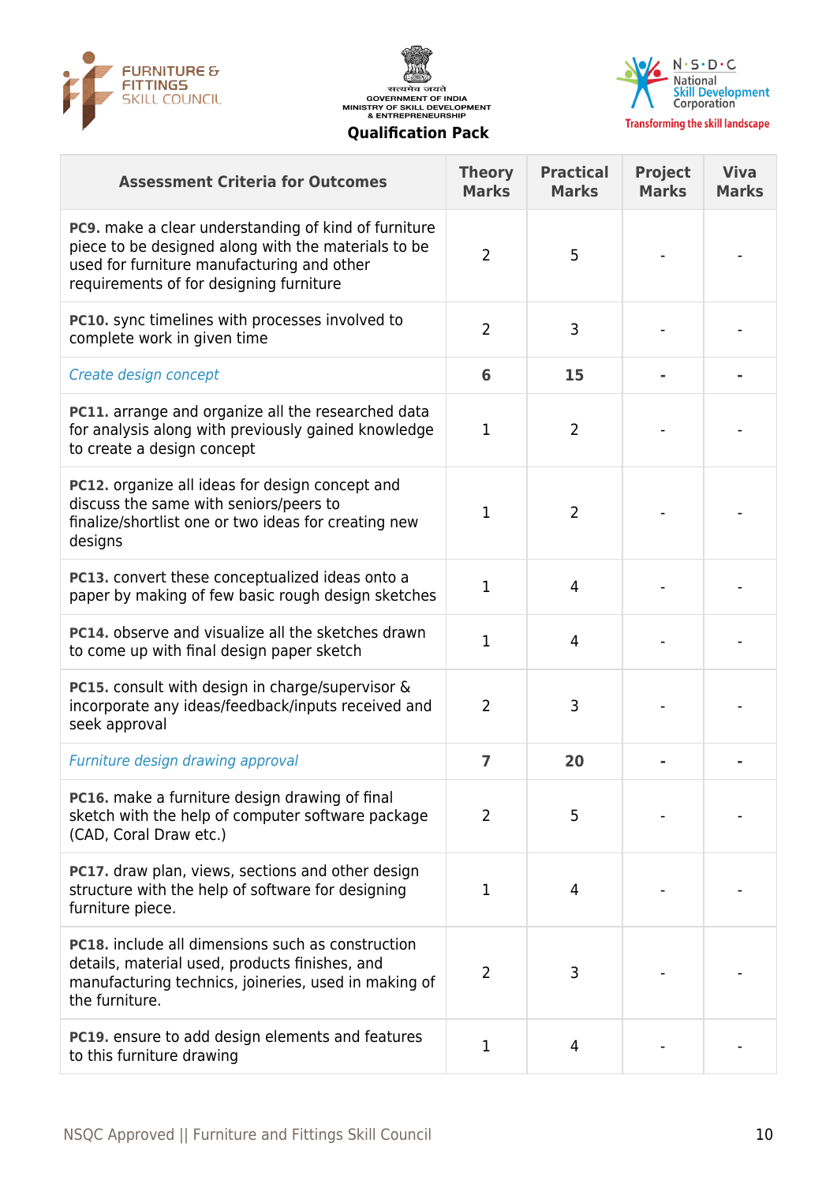| Assessment Criteria for Outcomes | Theory Marks | Practical Marks | Project Marks | Viva Marks |
|---|---|---|---|---|
| **PC9.** make a clear understanding of kind of furniture piece to be designed along with the materials to be used for furniture manufacturing and other requirements of for designing furniture | 2 | 5 | - | - |
| **PC10.** sync timelines with processes involved to complete work in given time | 2 | 3 | - | - |
| *Create design concept* | **6** | **15** | **-** | **-** |
| **PC11.** arrange and organize all the researched data for analysis along with previously gained knowledge to create a design concept | 1 | 2 | - | - |
| **PC12.** organize all ideas for design concept and discuss the same with seniors/peers to finalize/shortlist one or two ideas for creating new designs | 1 | 2 | - | - |
| **PC13.** convert these conceptualized ideas onto a paper by making of few basic rough design sketches | 1 | 4 | - | - |
| **PC14.** observe and visualize all the sketches drawn to come up with final design paper sketch | 1 | 4 | - | - |
| **PC15.** consult with design in charge/supervisor & incorporate any ideas/feedback/inputs received and seek approval | 2 | 3 | - | - |
| *Furniture design drawing approval* | **7** | **20** | **-** | **-** |
| **PC16.** make a furniture design drawing of final sketch with the help of computer software package (CAD, Coral Draw etc.) | 2 | 5 | - | - |
| **PC17.** draw plan, views, sections and other design structure with the help of software for designing furniture piece. | 1 | 4 | - | - |
| **PC18.** include all dimensions such as construction details, material used, products finishes, and manufacturing technics, joineries, used in making of the furniture. | 2 | 3 | - | - |
| **PC19.** ensure to add design elements and features to this furniture drawing | 1 | 4 | - | - |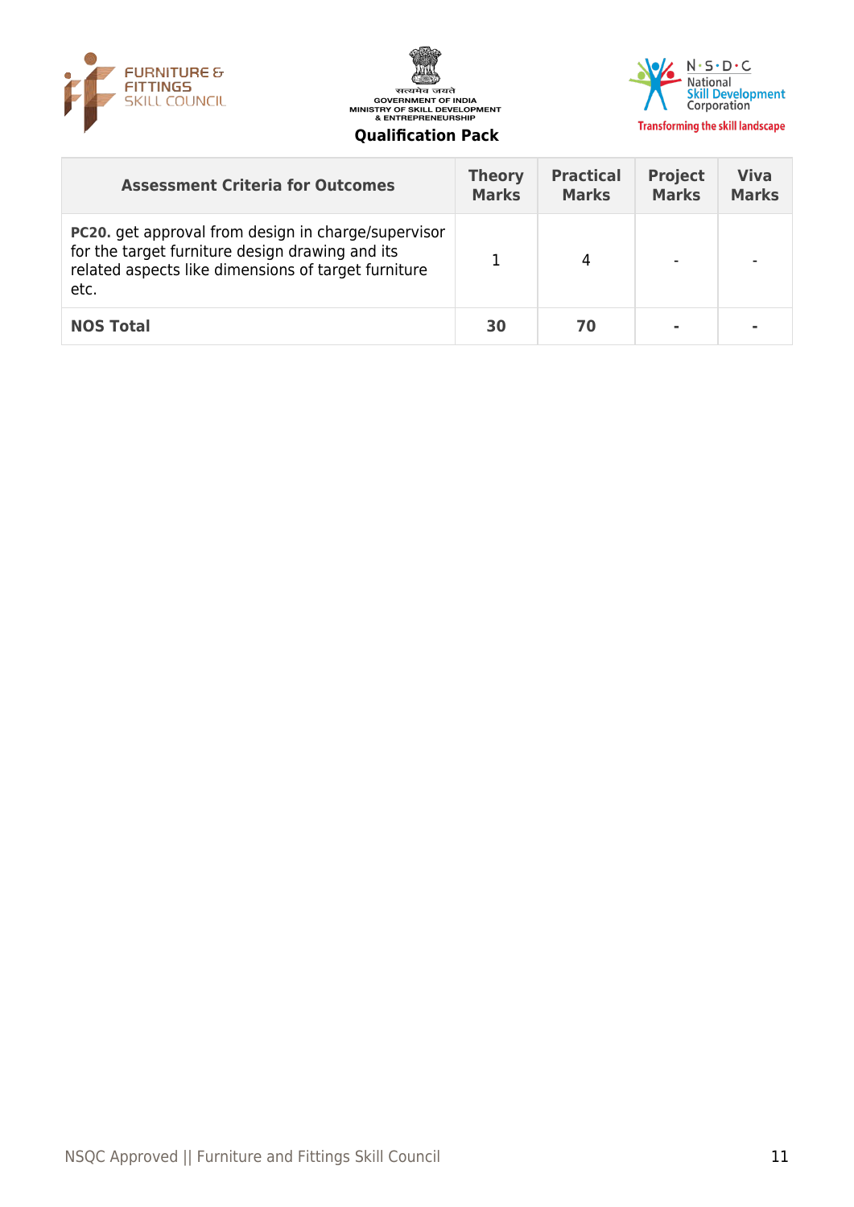| Assessment Criteria for Outcomes | Theory Marks | Practical Marks | Project Marks | Viva Marks |
|---|---|---|---|---|
| **PC20.** get approval from design in charge/supervisor for the target furniture design drawing and its related aspects like dimensions of target furniture etc. | 1 | 4 | - | - |
| **NOS Total** | **30** | **70** | **-** | **-** |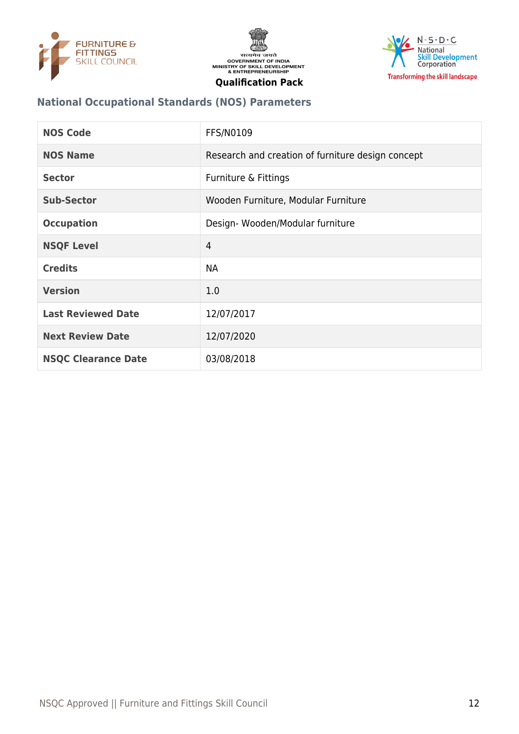## National Occupational Standards (NOS) Parameters

| NOS Code | FFS/N0109 |
|---|---|
| NOS Name | Research and creation of furniture design concept |
| Sector | Furniture & Fittings |
| Sub-Sector | Wooden Furniture, Modular Furniture |
| Occupation | Design- Wooden/Modular furniture |
| NSQF Level | 4 |
| Credits | NA |
| Version | 1.0 |
| Last Reviewed Date | 12/07/2017 |
| Next Review Date | 12/07/2020 |
| NSQC Clearance Date | 03/08/2018 |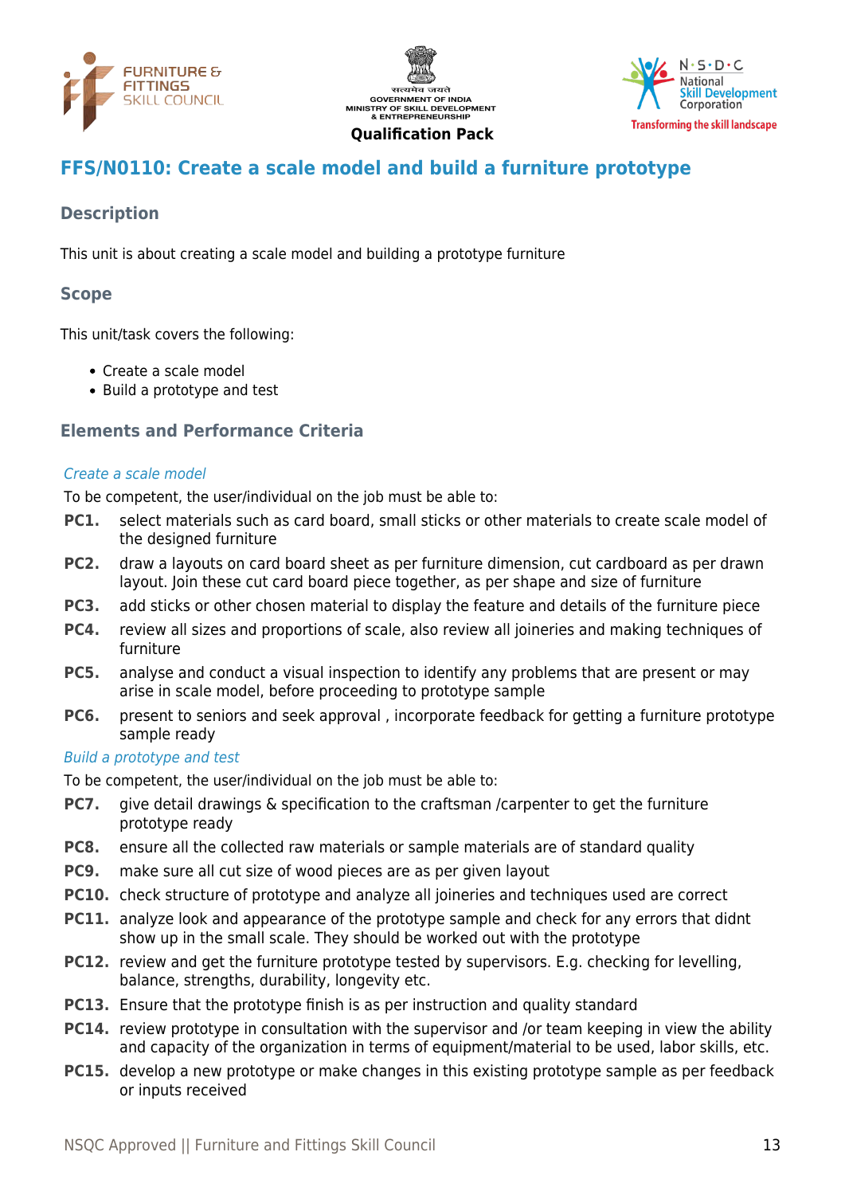## FFS/N0110: Create a scale model and build a furniture prototype

### Description

This unit is about creating a scale model and building a prototype furniture

### Scope

This unit/task covers the following:

- Create a scale model
- Build a prototype and test

### Elements and Performance Criteria

*Create a scale model*

To be competent, the user/individual on the job must be able to:

**PC1.** select materials such as card board, small sticks or other materials to create scale model of the designed furniture

**PC2.** draw a layouts on card board sheet as per furniture dimension, cut cardboard as per drawn layout. Join these cut card board piece together, as per shape and size of furniture

**PC3.** add sticks or other chosen material to display the feature and details of the furniture piece

**PC4.** review all sizes and proportions of scale, also review all joineries and making techniques of furniture

**PC5.** analyse and conduct a visual inspection to identify any problems that are present or may arise in scale model, before proceeding to prototype sample

**PC6.** present to seniors and seek approval , incorporate feedback for getting a furniture prototype sample ready

*Build a prototype and test*

To be competent, the user/individual on the job must be able to:

**PC7.** give detail drawings & specification to the craftsman /carpenter to get the furniture prototype ready

**PC8.** ensure all the collected raw materials or sample materials are of standard quality

**PC9.** make sure all cut size of wood pieces are as per given layout

**PC10.** check structure of prototype and analyze all joineries and techniques used are correct

**PC11.** analyze look and appearance of the prototype sample and check for any errors that didnt show up in the small scale. They should be worked out with the prototype

**PC12.** review and get the furniture prototype tested by supervisors. E.g. checking for levelling, balance, strengths, durability, longevity etc.

**PC13.** Ensure that the prototype finish is as per instruction and quality standard

**PC14.** review prototype in consultation with the supervisor and /or team keeping in view the ability and capacity of the organization in terms of equipment/material to be used, labor skills, etc.

**PC15.** develop a new prototype or make changes in this existing prototype sample as per feedback or inputs received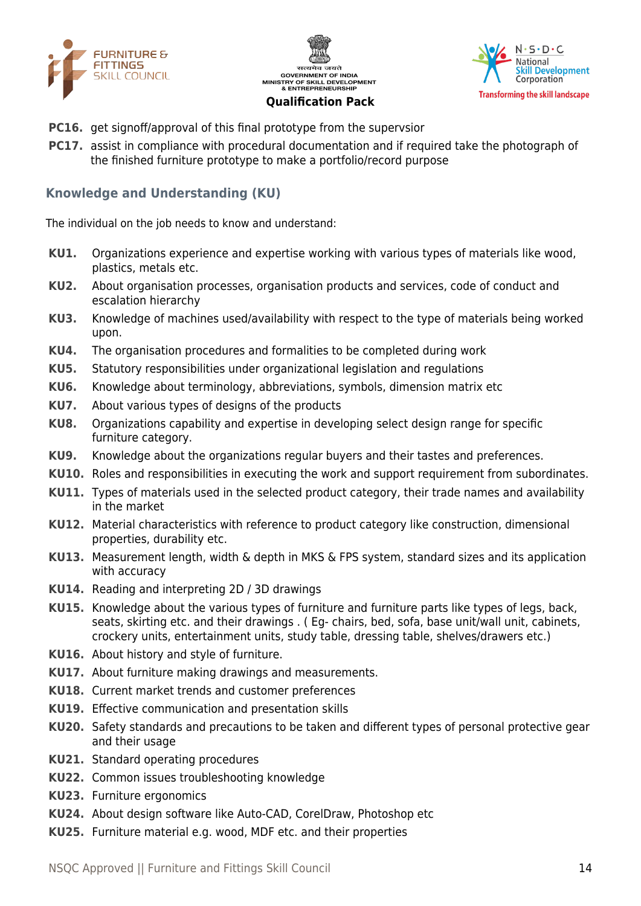**PC16.** get signoff/approval of this final prototype from the supervsior

**PC17.** assist in compliance with procedural documentation and if required take the photograph of the finished furniture prototype to make a portfolio/record purpose

## Knowledge and Understanding (KU)

The individual on the job needs to know and understand:

**KU1.** Organizations experience and expertise working with various types of materials like wood, plastics, metals etc.

**KU2.** About organisation processes, organisation products and services, code of conduct and escalation hierarchy

**KU3.** Knowledge of machines used/availability with respect to the type of materials being worked upon.

**KU4.** The organisation procedures and formalities to be completed during work

**KU5.** Statutory responsibilities under organizational legislation and regulations

**KU6.** Knowledge about terminology, abbreviations, symbols, dimension matrix etc

**KU7.** About various types of designs of the products

**KU8.** Organizations capability and expertise in developing select design range for specific furniture category.

**KU9.** Knowledge about the organizations regular buyers and their tastes and preferences.

**KU10.** Roles and responsibilities in executing the work and support requirement from subordinates.

**KU11.** Types of materials used in the selected product category, their trade names and availability in the market

**KU12.** Material characteristics with reference to product category like construction, dimensional properties, durability etc.

**KU13.** Measurement length, width & depth in MKS & FPS system, standard sizes and its application with accuracy

**KU14.** Reading and interpreting 2D / 3D drawings

**KU15.** Knowledge about the various types of furniture and furniture parts like types of legs, back, seats, skirting etc. and their drawings . ( Eg- chairs, bed, sofa, base unit/wall unit, cabinets, crockery units, entertainment units, study table, dressing table, shelves/drawers etc.)

**KU16.** About history and style of furniture.

**KU17.** About furniture making drawings and measurements.

**KU18.** Current market trends and customer preferences

**KU19.** Effective communication and presentation skills

**KU20.** Safety standards and precautions to be taken and different types of personal protective gear and their usage

**KU21.** Standard operating procedures

**KU22.** Common issues troubleshooting knowledge

**KU23.** Furniture ergonomics

**KU24.** About design software like Auto-CAD, CorelDraw, Photoshop etc

**KU25.** Furniture material e.g. wood, MDF etc. and their properties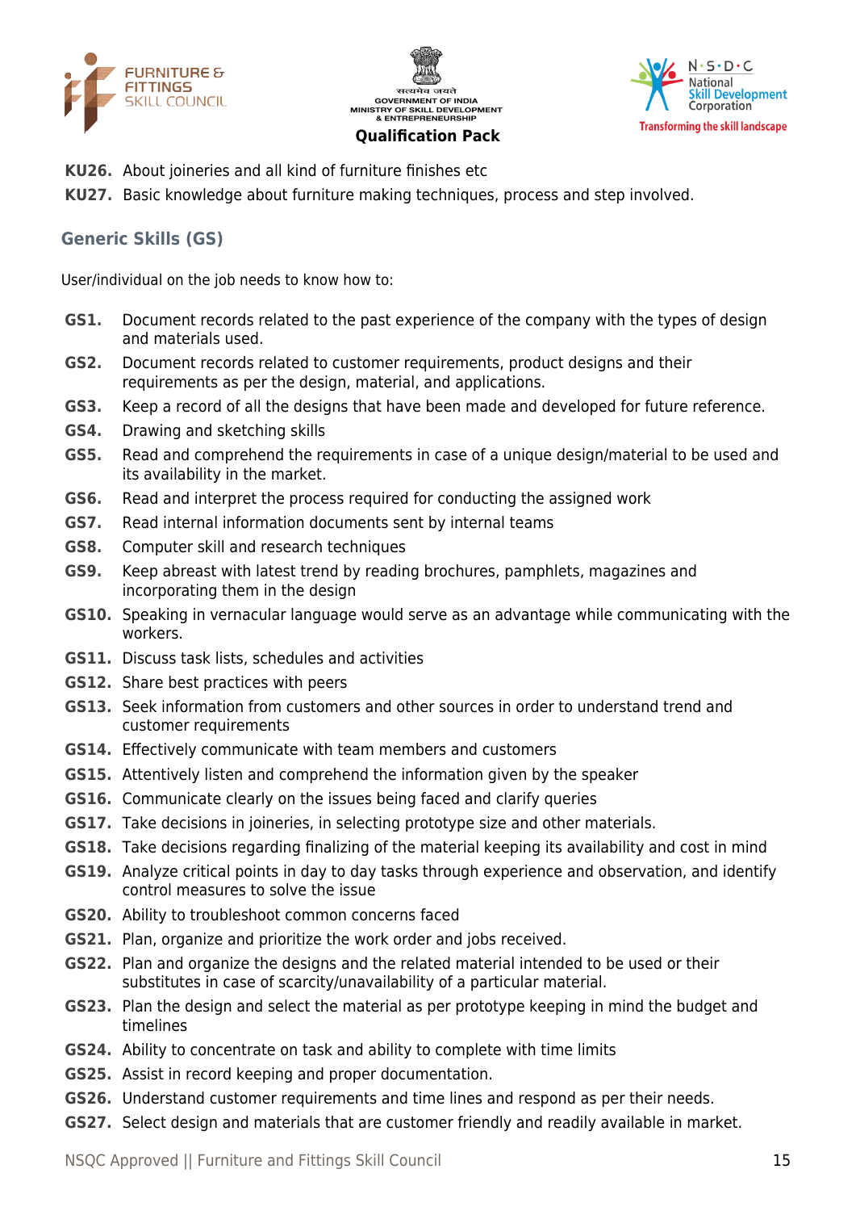**KU26.** About joineries and all kind of furniture finishes etc

**KU27.** Basic knowledge about furniture making techniques, process and step involved.

## Generic Skills (GS)

User/individual on the job needs to know how to:

**GS1.** Document records related to the past experience of the company with the types of design and materials used.

**GS2.** Document records related to customer requirements, product designs and their requirements as per the design, material, and applications.

**GS3.** Keep a record of all the designs that have been made and developed for future reference.

**GS4.** Drawing and sketching skills

**GS5.** Read and comprehend the requirements in case of a unique design/material to be used and its availability in the market.

**GS6.** Read and interpret the process required for conducting the assigned work

**GS7.** Read internal information documents sent by internal teams

**GS8.** Computer skill and research techniques

**GS9.** Keep abreast with latest trend by reading brochures, pamphlets, magazines and incorporating them in the design

**GS10.** Speaking in vernacular language would serve as an advantage while communicating with the workers.

**GS11.** Discuss task lists, schedules and activities

**GS12.** Share best practices with peers

**GS13.** Seek information from customers and other sources in order to understand trend and customer requirements

**GS14.** Effectively communicate with team members and customers

**GS15.** Attentively listen and comprehend the information given by the speaker

**GS16.** Communicate clearly on the issues being faced and clarify queries

**GS17.** Take decisions in joineries, in selecting prototype size and other materials.

**GS18.** Take decisions regarding finalizing of the material keeping its availability and cost in mind

**GS19.** Analyze critical points in day to day tasks through experience and observation, and identify control measures to solve the issue

**GS20.** Ability to troubleshoot common concerns faced

**GS21.** Plan, organize and prioritize the work order and jobs received.

**GS22.** Plan and organize the designs and the related material intended to be used or their substitutes in case of scarcity/unavailability of a particular material.

**GS23.** Plan the design and select the material as per prototype keeping in mind the budget and timelines

**GS24.** Ability to concentrate on task and ability to complete with time limits

**GS25.** Assist in record keeping and proper documentation.

**GS26.** Understand customer requirements and time lines and respond as per their needs.

**GS27.** Select design and materials that are customer friendly and readily available in market.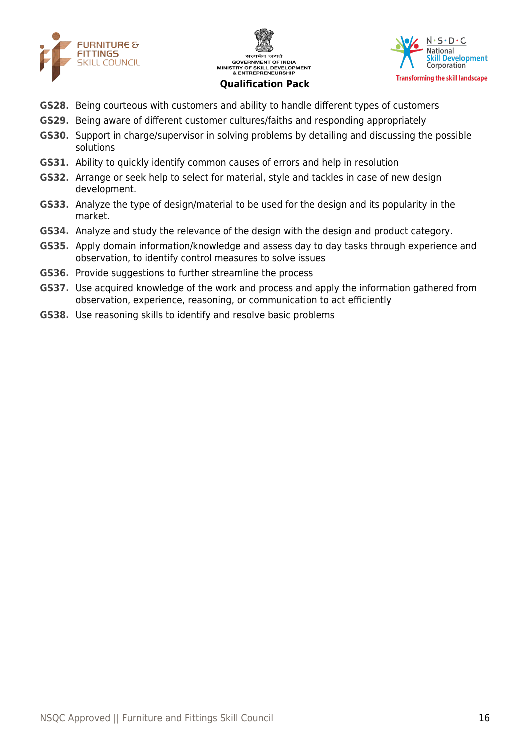**GS28.** Being courteous with customers and ability to handle different types of customers

**GS29.** Being aware of different customer cultures/faiths and responding appropriately

**GS30.** Support in charge/supervisor in solving problems by detailing and discussing the possible solutions

**GS31.** Ability to quickly identify common causes of errors and help in resolution

**GS32.** Arrange or seek help to select for material, style and tackles in case of new design development.

**GS33.** Analyze the type of design/material to be used for the design and its popularity in the market.

**GS34.** Analyze and study the relevance of the design with the design and product category.

**GS35.** Apply domain information/knowledge and assess day to day tasks through experience and observation, to identify control measures to solve issues

**GS36.** Provide suggestions to further streamline the process

**GS37.** Use acquired knowledge of the work and process and apply the information gathered from observation, experience, reasoning, or communication to act efficiently

**GS38.** Use reasoning skills to identify and resolve basic problems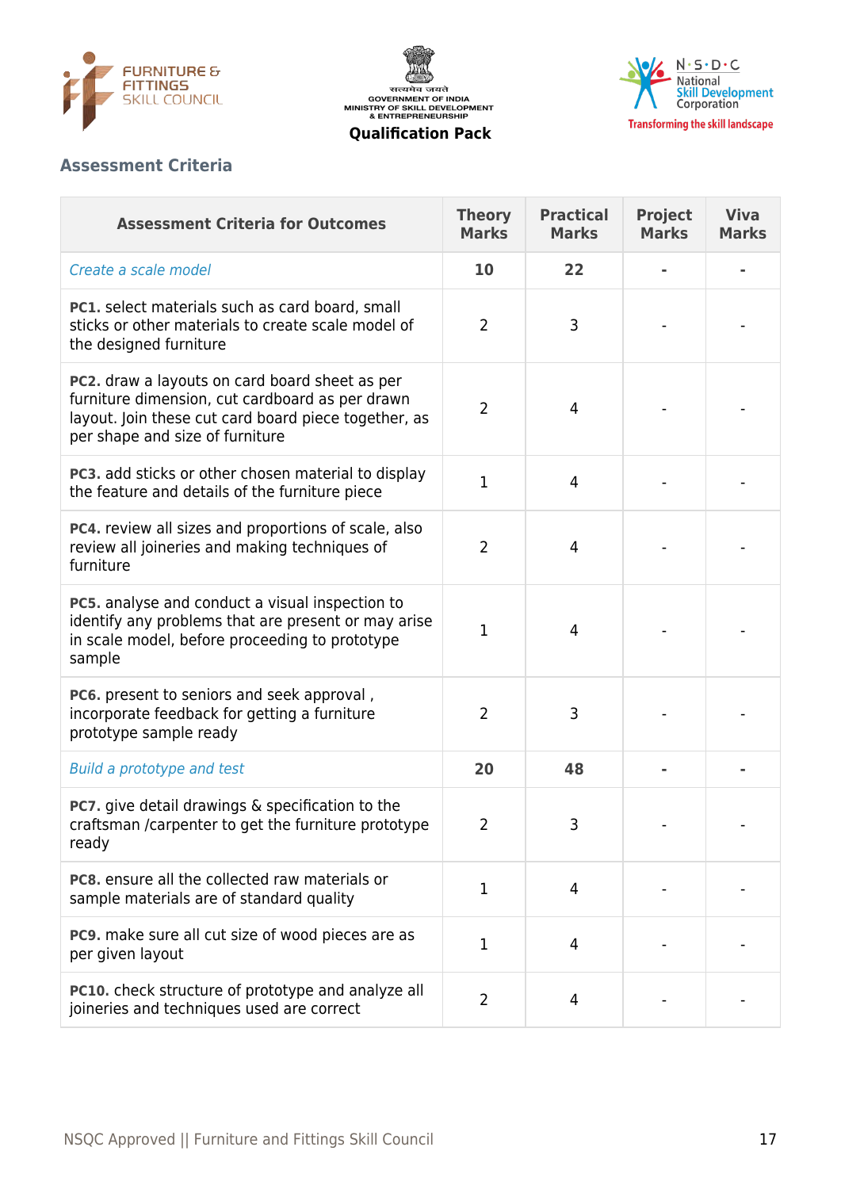## Assessment Criteria

| Assessment Criteria for Outcomes | Theory Marks | Practical Marks | Project Marks | Viva Marks |
|---|---|---|---|---|
| *Create a scale model* | **10** | **22** | **-** | **-** |
| **PC1.** select materials such as card board, small sticks or other materials to create scale model of the designed furniture | 2 | 3 | - | - |
| **PC2.** draw a layouts on card board sheet as per furniture dimension, cut cardboard as per drawn layout. Join these cut card board piece together, as per shape and size of furniture | 2 | 4 | - | - |
| **PC3.** add sticks or other chosen material to display the feature and details of the furniture piece | 1 | 4 | - | - |
| **PC4.** review all sizes and proportions of scale, also review all joineries and making techniques of furniture | 2 | 4 | - | - |
| **PC5.** analyse and conduct a visual inspection to identify any problems that are present or may arise in scale model, before proceeding to prototype sample | 1 | 4 | - | - |
| **PC6.** present to seniors and seek approval , incorporate feedback for getting a furniture prototype sample ready | 2 | 3 | - | - |
| *Build a prototype and test* | **20** | **48** | **-** | **-** |
| **PC7.** give detail drawings & specification to the craftsman /carpenter to get the furniture prototype ready | 2 | 3 | - | - |
| **PC8.** ensure all the collected raw materials or sample materials are of standard quality | 1 | 4 | - | - |
| **PC9.** make sure all cut size of wood pieces are as per given layout | 1 | 4 | - | - |
| **PC10.** check structure of prototype and analyze all joineries and techniques used are correct | 2 | 4 | - | - |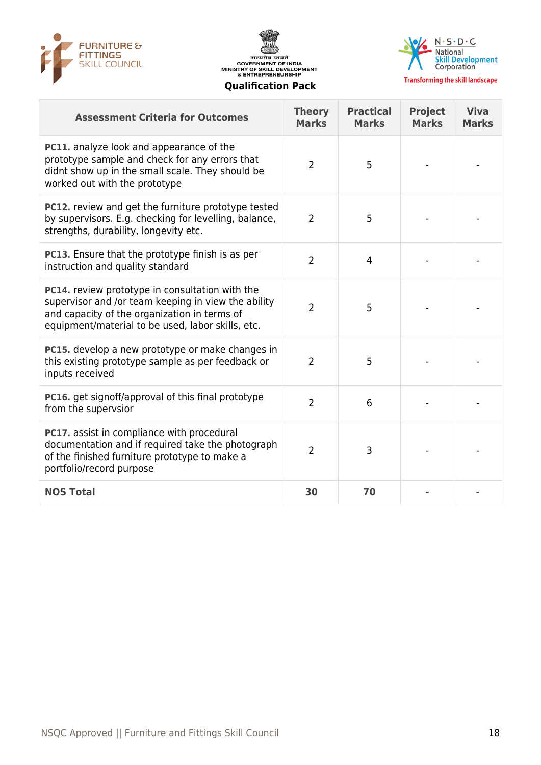| Assessment Criteria for Outcomes | Theory Marks | Practical Marks | Project Marks | Viva Marks |
|---|---|---|---|---|
| **PC11.** analyze look and appearance of the prototype sample and check for any errors that didnt show up in the small scale. They should be worked out with the prototype | 2 | 5 | - | - |
| **PC12.** review and get the furniture prototype tested by supervisors. E.g. checking for levelling, balance, strengths, durability, longevity etc. | 2 | 5 | - | - |
| **PC13.** Ensure that the prototype finish is as per instruction and quality standard | 2 | 4 | - | - |
| **PC14.** review prototype in consultation with the supervisor and /or team keeping in view the ability and capacity of the organization in terms of equipment/material to be used, labor skills, etc. | 2 | 5 | - | - |
| **PC15.** develop a new prototype or make changes in this existing prototype sample as per feedback or inputs received | 2 | 5 | - | - |
| **PC16.** get signoff/approval of this final prototype from the supervsior | 2 | 6 | - | - |
| **PC17.** assist in compliance with procedural documentation and if required take the photograph of the finished furniture prototype to make a portfolio/record purpose | 2 | 3 | - | - |
| **NOS Total** | **30** | **70** | **-** | **-** |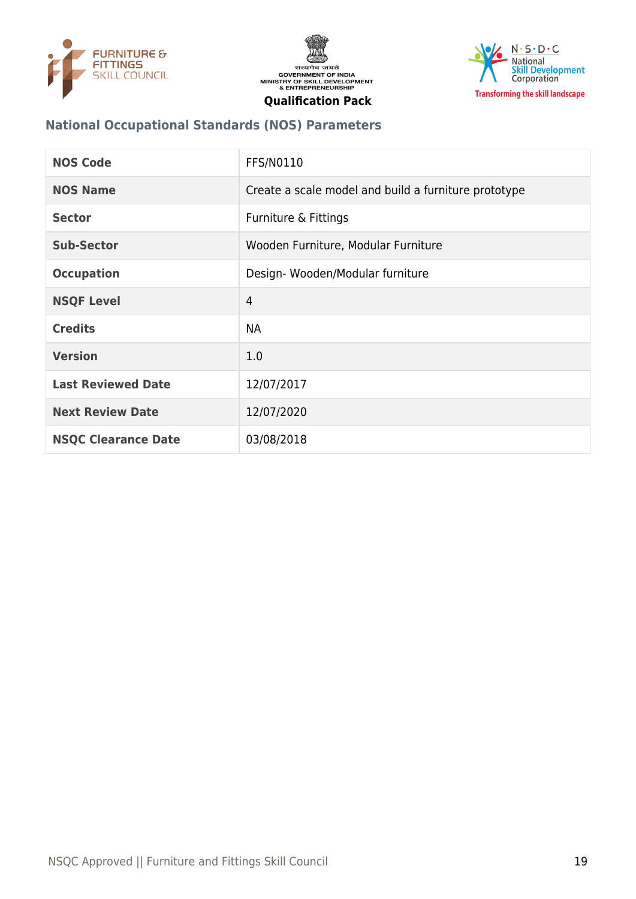## National Occupational Standards (NOS) Parameters

| NOS Code | FFS/N0110 |
| --- | --- |
| NOS Name | Create a scale model and build a furniture prototype |
| Sector | Furniture & Fittings |
| Sub-Sector | Wooden Furniture, Modular Furniture |
| Occupation | Design- Wooden/Modular furniture |
| NSQF Level | 4 |
| Credits | NA |
| Version | 1.0 |
| Last Reviewed Date | 12/07/2017 |
| Next Review Date | 12/07/2020 |
| NSQC Clearance Date | 03/08/2018 |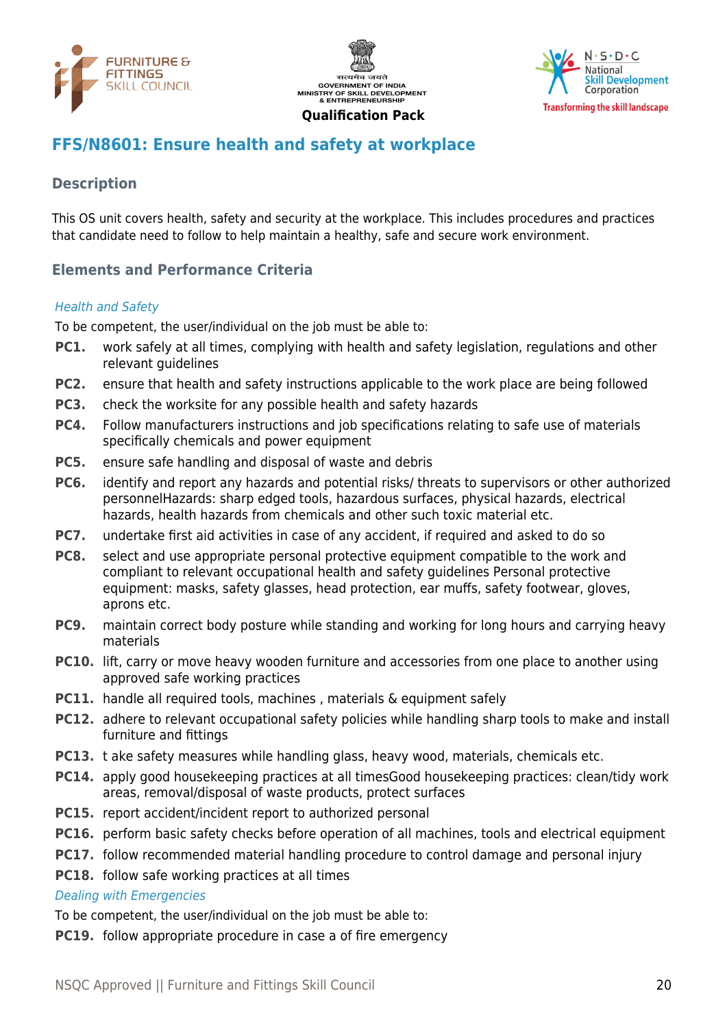## FFS/N8601: Ensure health and safety at workplace

### Description

This OS unit covers health, safety and security at the workplace. This includes procedures and practices that candidate need to follow to help maintain a healthy, safe and secure work environment.

### Elements and Performance Criteria

*Health and Safety*

To be competent, the user/individual on the job must be able to:

**PC1.** work safely at all times, complying with health and safety legislation, regulations and other relevant guidelines

**PC2.** ensure that health and safety instructions applicable to the work place are being followed

**PC3.** check the worksite for any possible health and safety hazards

**PC4.** Follow manufacturers instructions and job specifications relating to safe use of materials specifically chemicals and power equipment

**PC5.** ensure safe handling and disposal of waste and debris

**PC6.** identify and report any hazards and potential risks/ threats to supervisors or other authorized personnelHazards: sharp edged tools, hazardous surfaces, physical hazards, electrical hazards, health hazards from chemicals and other such toxic material etc.

**PC7.** undertake first aid activities in case of any accident, if required and asked to do so

**PC8.** select and use appropriate personal protective equipment compatible to the work and compliant to relevant occupational health and safety guidelines Personal protective equipment: masks, safety glasses, head protection, ear muffs, safety footwear, gloves, aprons etc.

**PC9.** maintain correct body posture while standing and working for long hours and carrying heavy materials

**PC10.** lift, carry or move heavy wooden furniture and accessories from one place to another using approved safe working practices

**PC11.** handle all required tools, machines , materials & equipment safely

**PC12.** adhere to relevant occupational safety policies while handling sharp tools to make and install furniture and fittings

**PC13.** t ake safety measures while handling glass, heavy wood, materials, chemicals etc.

**PC14.** apply good housekeeping practices at all timesGood housekeeping practices: clean/tidy work areas, removal/disposal of waste products, protect surfaces

**PC15.** report accident/incident report to authorized personal

**PC16.** perform basic safety checks before operation of all machines, tools and electrical equipment

**PC17.** follow recommended material handling procedure to control damage and personal injury

**PC18.** follow safe working practices at all times

*Dealing with Emergencies*

To be competent, the user/individual on the job must be able to:

**PC19.** follow appropriate procedure in case a of fire emergency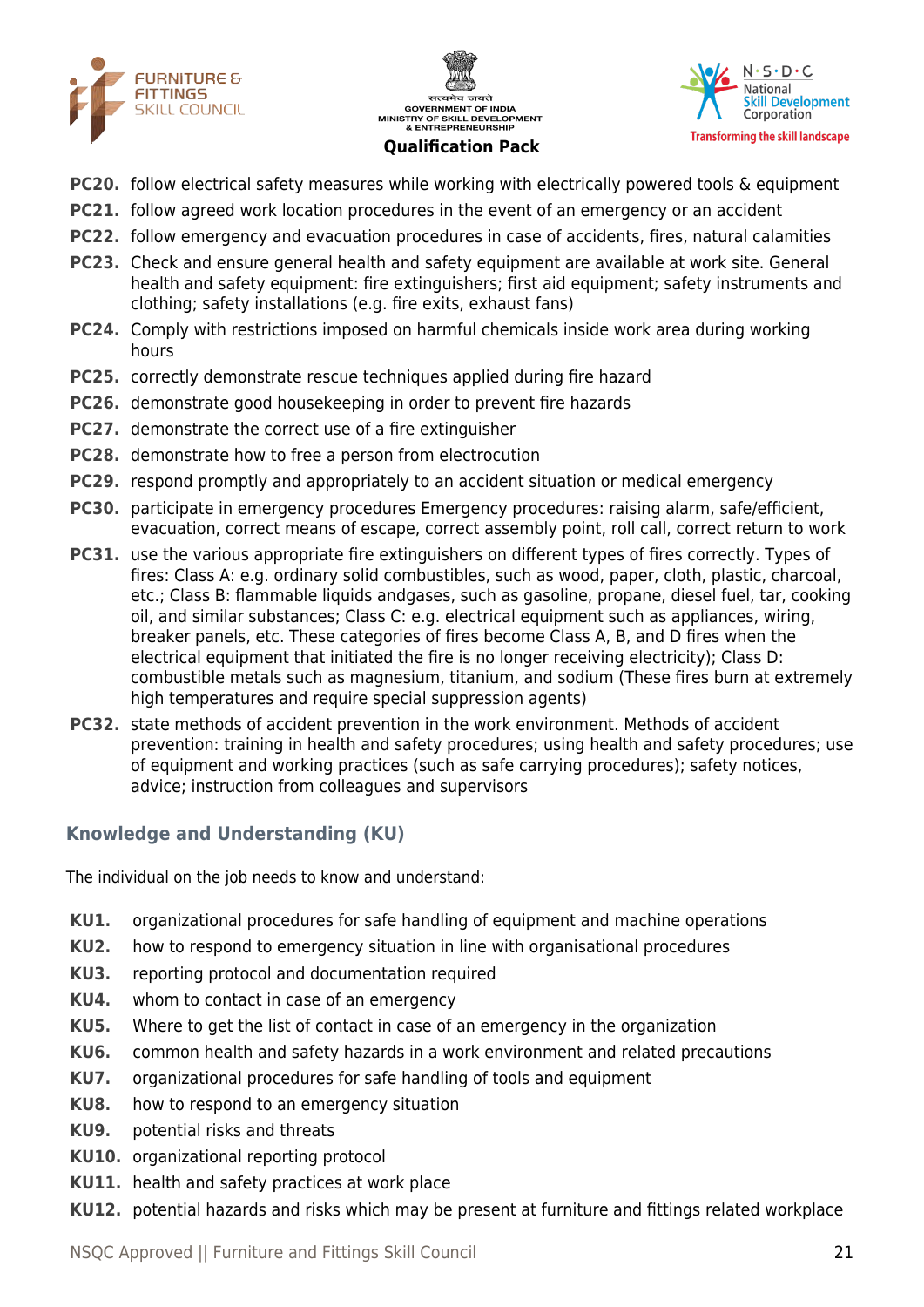- **PC20.** follow electrical safety measures while working with electrically powered tools & equipment
- **PC21.** follow agreed work location procedures in the event of an emergency or an accident
- **PC22.** follow emergency and evacuation procedures in case of accidents, fires, natural calamities
- **PC23.** Check and ensure general health and safety equipment are available at work site. General health and safety equipment: fire extinguishers; first aid equipment; safety instruments and clothing; safety installations (e.g. fire exits, exhaust fans)
- **PC24.** Comply with restrictions imposed on harmful chemicals inside work area during working hours
- **PC25.** correctly demonstrate rescue techniques applied during fire hazard
- **PC26.** demonstrate good housekeeping in order to prevent fire hazards
- **PC27.** demonstrate the correct use of a fire extinguisher
- **PC28.** demonstrate how to free a person from electrocution
- **PC29.** respond promptly and appropriately to an accident situation or medical emergency
- **PC30.** participate in emergency procedures Emergency procedures: raising alarm, safe/efficient, evacuation, correct means of escape, correct assembly point, roll call, correct return to work
- **PC31.** use the various appropriate fire extinguishers on different types of fires correctly. Types of fires: Class A: e.g. ordinary solid combustibles, such as wood, paper, cloth, plastic, charcoal, etc.; Class B: flammable liquids andgases, such as gasoline, propane, diesel fuel, tar, cooking oil, and similar substances; Class C: e.g. electrical equipment such as appliances, wiring, breaker panels, etc. These categories of fires become Class A, B, and D fires when the electrical equipment that initiated the fire is no longer receiving electricity); Class D: combustible metals such as magnesium, titanium, and sodium (These fires burn at extremely high temperatures and require special suppression agents)
- **PC32.** state methods of accident prevention in the work environment. Methods of accident prevention: training in health and safety procedures; using health and safety procedures; use of equipment and working practices (such as safe carrying procedures); safety notices, advice; instruction from colleagues and supervisors

## Knowledge and Understanding (KU)

The individual on the job needs to know and understand:

- **KU1.** organizational procedures for safe handling of equipment and machine operations
- **KU2.** how to respond to emergency situation in line with organisational procedures
- **KU3.** reporting protocol and documentation required
- **KU4.** whom to contact in case of an emergency
- **KU5.** Where to get the list of contact in case of an emergency in the organization
- **KU6.** common health and safety hazards in a work environment and related precautions
- **KU7.** organizational procedures for safe handling of tools and equipment
- **KU8.** how to respond to an emergency situation
- **KU9.** potential risks and threats
- **KU10.** organizational reporting protocol
- **KU11.** health and safety practices at work place
- **KU12.** potential hazards and risks which may be present at furniture and fittings related workplace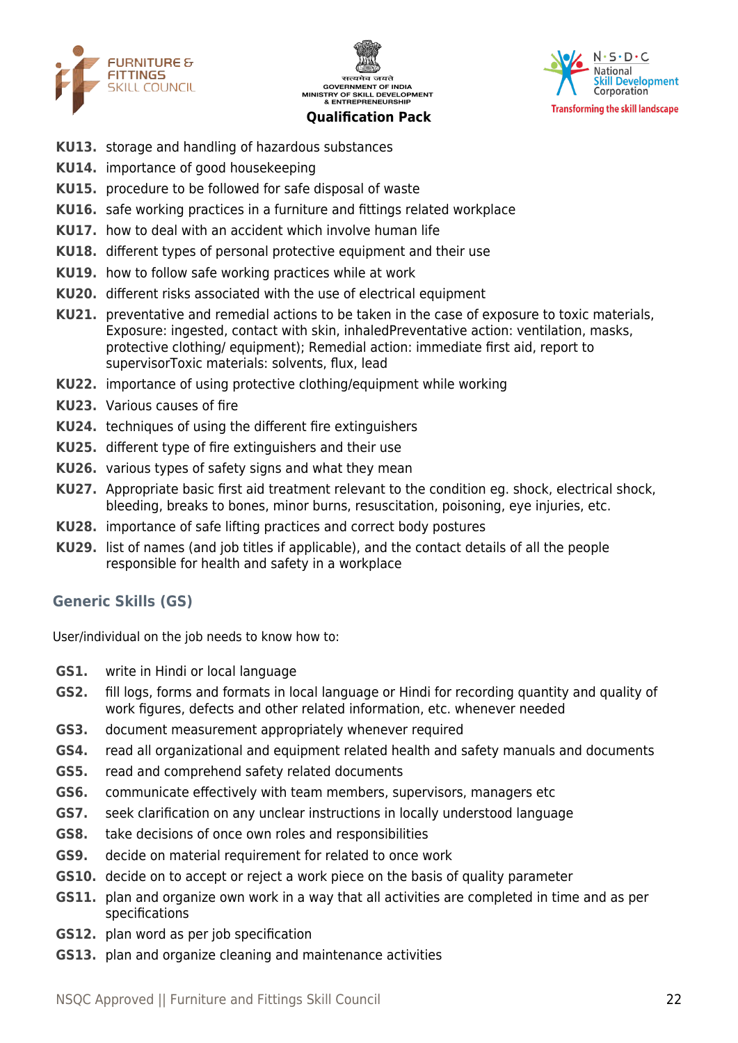**KU13.** storage and handling of hazardous substances

**KU14.** importance of good housekeeping

**KU15.** procedure to be followed for safe disposal of waste

**KU16.** safe working practices in a furniture and fittings related workplace

**KU17.** how to deal with an accident which involve human life

**KU18.** different types of personal protective equipment and their use

**KU19.** how to follow safe working practices while at work

**KU20.** different risks associated with the use of electrical equipment

**KU21.** preventative and remedial actions to be taken in the case of exposure to toxic materials, Exposure: ingested, contact with skin, inhaledPreventative action: ventilation, masks, protective clothing/ equipment); Remedial action: immediate first aid, report to supervisorToxic materials: solvents, flux, lead

**KU22.** importance of using protective clothing/equipment while working

**KU23.** Various causes of fire

**KU24.** techniques of using the different fire extinguishers

**KU25.** different type of fire extinguishers and their use

**KU26.** various types of safety signs and what they mean

**KU27.** Appropriate basic first aid treatment relevant to the condition eg. shock, electrical shock, bleeding, breaks to bones, minor burns, resuscitation, poisoning, eye injuries, etc.

**KU28.** importance of safe lifting practices and correct body postures

**KU29.** list of names (and job titles if applicable), and the contact details of all the people responsible for health and safety in a workplace

## Generic Skills (GS)

User/individual on the job needs to know how to:

**GS1.** write in Hindi or local language

**GS2.** fill logs, forms and formats in local language or Hindi for recording quantity and quality of work figures, defects and other related information, etc. whenever needed

**GS3.** document measurement appropriately whenever required

**GS4.** read all organizational and equipment related health and safety manuals and documents

**GS5.** read and comprehend safety related documents

**GS6.** communicate effectively with team members, supervisors, managers etc

**GS7.** seek clarification on any unclear instructions in locally understood language

**GS8.** take decisions of once own roles and responsibilities

**GS9.** decide on material requirement for related to once work

**GS10.** decide on to accept or reject a work piece on the basis of quality parameter

**GS11.** plan and organize own work in a way that all activities are completed in time and as per specifications

**GS12.** plan word as per job specification

**GS13.** plan and organize cleaning and maintenance activities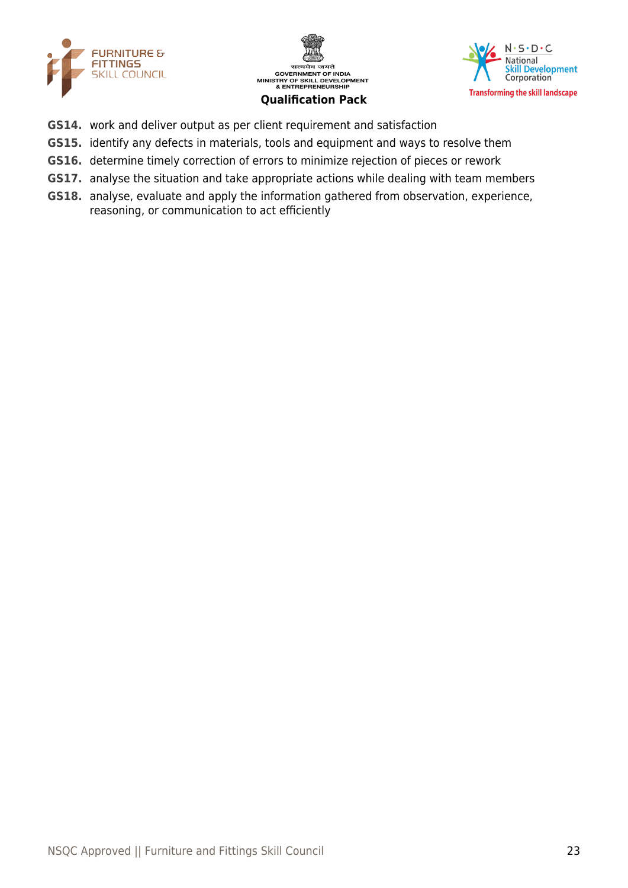**GS14.** work and deliver output as per client requirement and satisfaction

**GS15.** identify any defects in materials, tools and equipment and ways to resolve them

**GS16.** determine timely correction of errors to minimize rejection of pieces or rework

**GS17.** analyse the situation and take appropriate actions while dealing with team members

**GS18.** analyse, evaluate and apply the information gathered from observation, experience, reasoning, or communication to act efficiently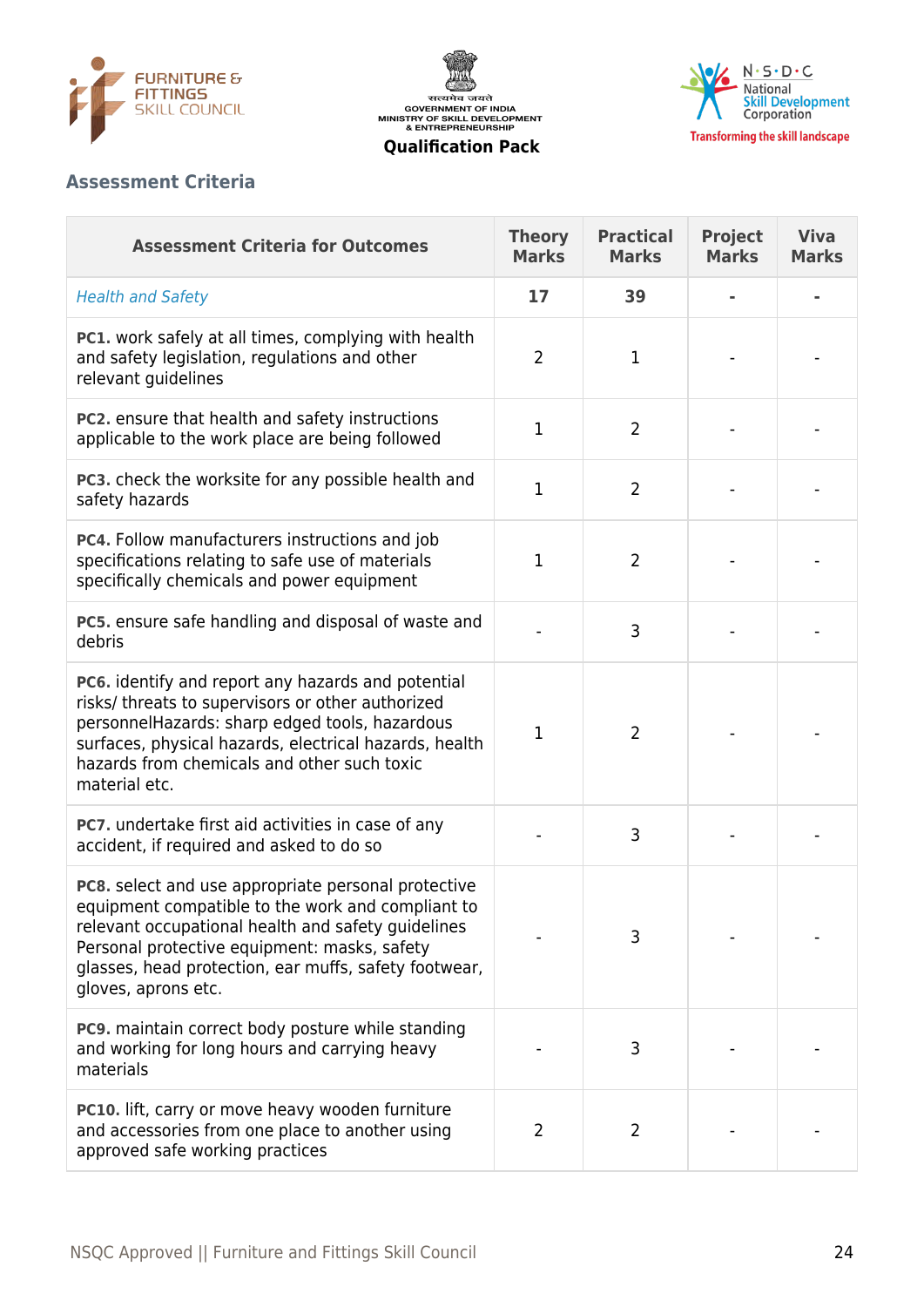## Assessment Criteria

| Assessment Criteria for Outcomes | Theory Marks | Practical Marks | Project Marks | Viva Marks |
|---|---|---|---|---|
| *Health and Safety* | **17** | **39** | **-** | **-** |
| **PC1.** work safely at all times, complying with health and safety legislation, regulations and other relevant guidelines | 2 | 1 | - | - |
| **PC2.** ensure that health and safety instructions applicable to the work place are being followed | 1 | 2 | - | - |
| **PC3.** check the worksite for any possible health and safety hazards | 1 | 2 | - | - |
| **PC4.** Follow manufacturers instructions and job specifications relating to safe use of materials specifically chemicals and power equipment | 1 | 2 | - | - |
| **PC5.** ensure safe handling and disposal of waste and debris | - | 3 | - | - |
| **PC6.** identify and report any hazards and potential risks/ threats to supervisors or other authorized personnelHazards: sharp edged tools, hazardous surfaces, physical hazards, electrical hazards, health hazards from chemicals and other such toxic material etc. | 1 | 2 | - | - |
| **PC7.** undertake first aid activities in case of any accident, if required and asked to do so | - | 3 | - | - |
| **PC8.** select and use appropriate personal protective equipment compatible to the work and compliant to relevant occupational health and safety guidelines Personal protective equipment: masks, safety glasses, head protection, ear muffs, safety footwear, gloves, aprons etc. | - | 3 | - | - |
| **PC9.** maintain correct body posture while standing and working for long hours and carrying heavy materials | - | 3 | - | - |
| **PC10.** lift, carry or move heavy wooden furniture and accessories from one place to another using approved safe working practices | 2 | 2 | - | - |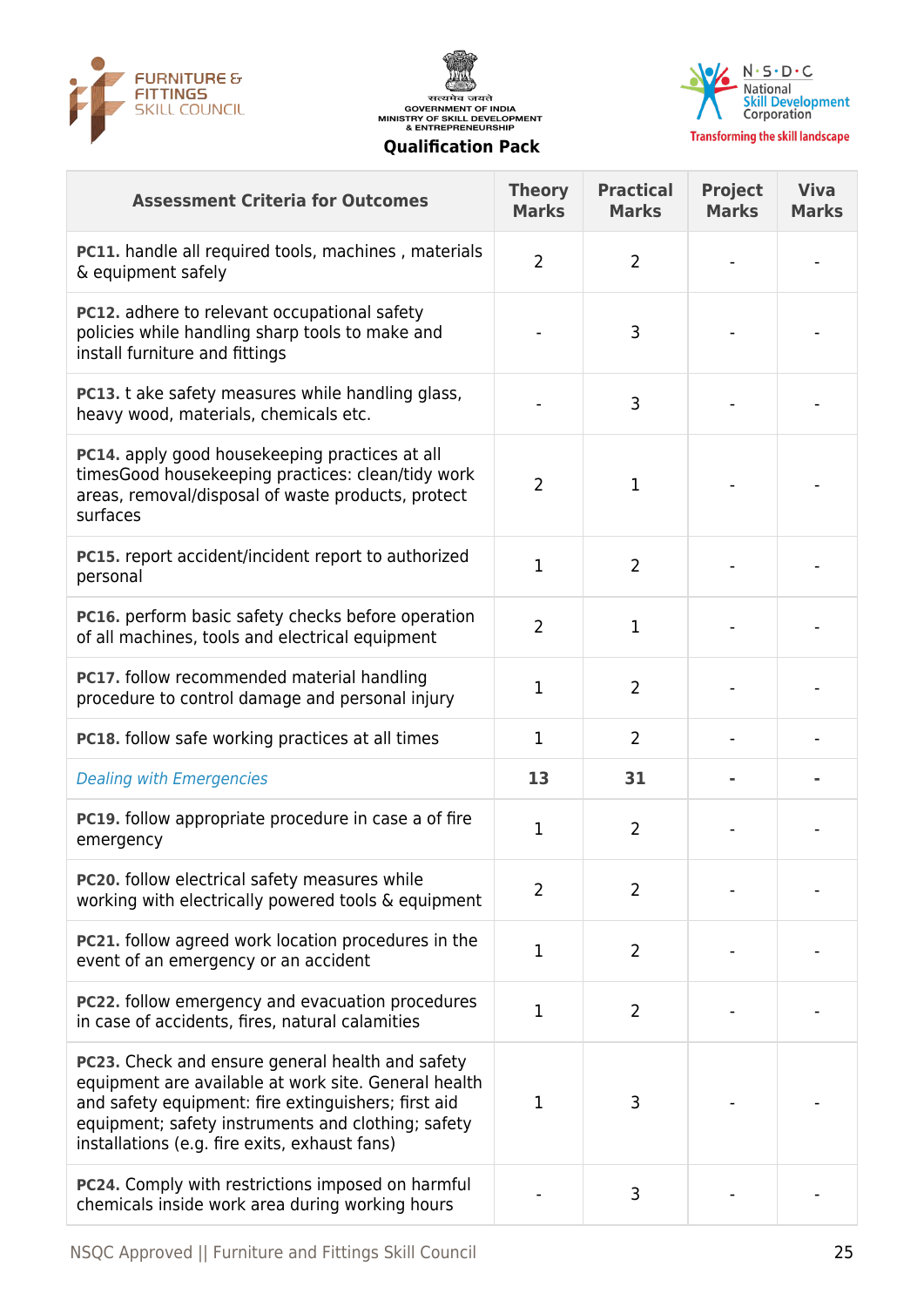| Assessment Criteria for Outcomes | Theory Marks | Practical Marks | Project Marks | Viva Marks |
|---|---|---|---|---|
| **PC11.** handle all required tools, machines , materials & equipment safely | 2 | 2 | - | - |
| **PC12.** adhere to relevant occupational safety policies while handling sharp tools to make and install furniture and fittings | - | 3 | - | - |
| **PC13.** t ake safety measures while handling glass, heavy wood, materials, chemicals etc. | - | 3 | - | - |
| **PC14.** apply good housekeeping practices at all timesGood housekeeping practices: clean/tidy work areas, removal/disposal of waste products, protect surfaces | 2 | 1 | - | - |
| **PC15.** report accident/incident report to authorized personal | 1 | 2 | - | - |
| **PC16.** perform basic safety checks before operation of all machines, tools and electrical equipment | 2 | 1 | - | - |
| **PC17.** follow recommended material handling procedure to control damage and personal injury | 1 | 2 | - | - |
| **PC18.** follow safe working practices at all times | 1 | 2 | - | - |
| *Dealing with Emergencies* | **13** | **31** | **-** | **-** |
| **PC19.** follow appropriate procedure in case a of fire emergency | 1 | 2 | - | - |
| **PC20.** follow electrical safety measures while working with electrically powered tools & equipment | 2 | 2 | - | - |
| **PC21.** follow agreed work location procedures in the event of an emergency or an accident | 1 | 2 | - | - |
| **PC22.** follow emergency and evacuation procedures in case of accidents, fires, natural calamities | 1 | 2 | - | - |
| **PC23.** Check and ensure general health and safety equipment are available at work site. General health and safety equipment: fire extinguishers; first aid equipment; safety instruments and clothing; safety installations (e.g. fire exits, exhaust fans) | 1 | 3 | - | - |
| **PC24.** Comply with restrictions imposed on harmful chemicals inside work area during working hours | - | 3 | - | - |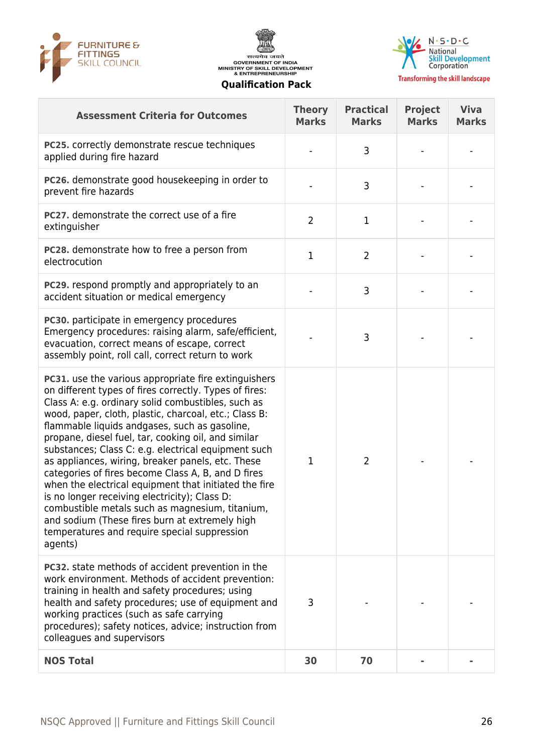| Assessment Criteria for Outcomes | Theory Marks | Practical Marks | Project Marks | Viva Marks |
|---|---|---|---|---|
| **PC25.** correctly demonstrate rescue techniques applied during fire hazard | - | 3 | - | - |
| **PC26.** demonstrate good housekeeping in order to prevent fire hazards | - | 3 | - | - |
| **PC27.** demonstrate the correct use of a fire extinguisher | 2 | 1 | - | - |
| **PC28.** demonstrate how to free a person from electrocution | 1 | 2 | - | - |
| **PC29.** respond promptly and appropriately to an accident situation or medical emergency | - | 3 | - | - |
| **PC30.** participate in emergency procedures Emergency procedures: raising alarm, safe/efficient, evacuation, correct means of escape, correct assembly point, roll call, correct return to work | - | 3 | - | - |
| **PC31.** use the various appropriate fire extinguishers on different types of fires correctly. Types of fires: Class A: e.g. ordinary solid combustibles, such as wood, paper, cloth, plastic, charcoal, etc.; Class B: flammable liquids andgases, such as gasoline, propane, diesel fuel, tar, cooking oil, and similar substances; Class C: e.g. electrical equipment such as appliances, wiring, breaker panels, etc. These categories of fires become Class A, B, and D fires when the electrical equipment that initiated the fire is no longer receiving electricity); Class D: combustible metals such as magnesium, titanium, and sodium (These fires burn at extremely high temperatures and require special suppression agents) | 1 | 2 | - | - |
| **PC32.** state methods of accident prevention in the work environment. Methods of accident prevention: training in health and safety procedures; using health and safety procedures; use of equipment and working practices (such as safe carrying procedures); safety notices, advice; instruction from colleagues and supervisors | 3 | - | - | - |
| **NOS Total** | **30** | **70** | **-** | **-** |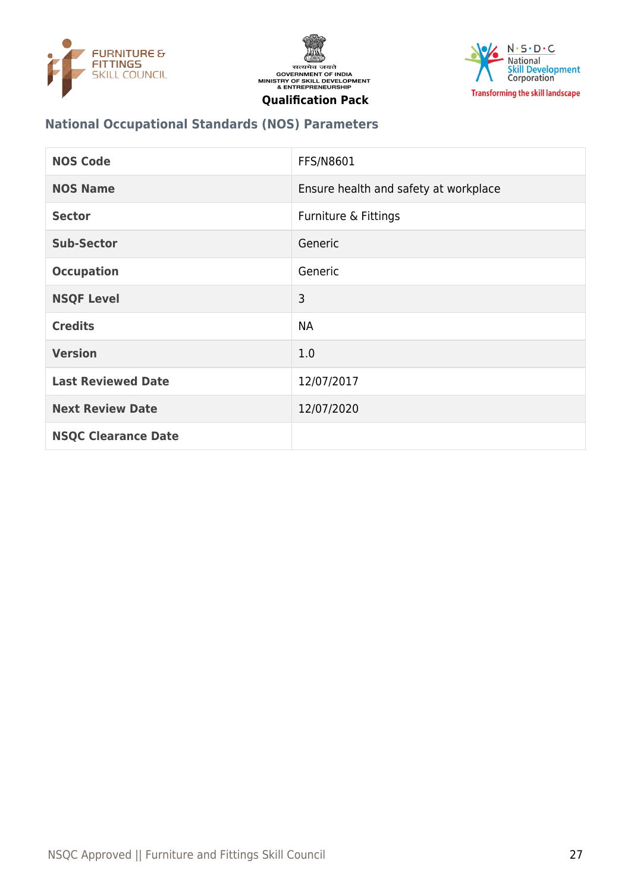## National Occupational Standards (NOS) Parameters

| NOS Code | FFS/N8601 |
|---|---|
| NOS Name | Ensure health and safety at workplace |
| Sector | Furniture & Fittings |
| Sub-Sector | Generic |
| Occupation | Generic |
| NSQF Level | 3 |
| Credits | NA |
| Version | 1.0 |
| Last Reviewed Date | 12/07/2017 |
| Next Review Date | 12/07/2020 |
| NSQC Clearance Date | |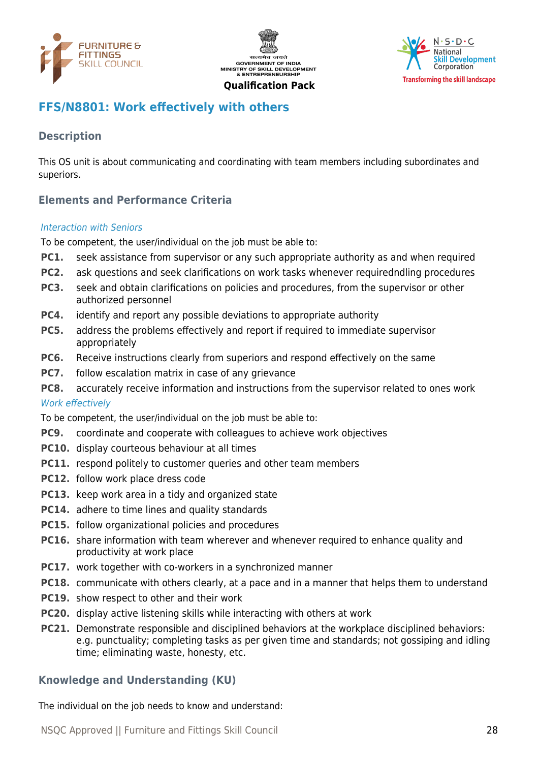## FFS/N8801: Work effectively with others

### Description

This OS unit is about communicating and coordinating with team members including subordinates and superiors.

### Elements and Performance Criteria

*Interaction with Seniors*

To be competent, the user/individual on the job must be able to:

**PC1.** seek assistance from supervisor or any such appropriate authority as and when required

**PC2.** ask questions and seek clarifications on work tasks whenever requiredndling procedures

**PC3.** seek and obtain clarifications on policies and procedures, from the supervisor or other authorized personnel

**PC4.** identify and report any possible deviations to appropriate authority

**PC5.** address the problems effectively and report if required to immediate supervisor appropriately

**PC6.** Receive instructions clearly from superiors and respond effectively on the same

**PC7.** follow escalation matrix in case of any grievance

**PC8.** accurately receive information and instructions from the supervisor related to ones work

*Work effectively*

To be competent, the user/individual on the job must be able to:

**PC9.** coordinate and cooperate with colleagues to achieve work objectives

**PC10.** display courteous behaviour at all times

**PC11.** respond politely to customer queries and other team members

**PC12.** follow work place dress code

**PC13.** keep work area in a tidy and organized state

**PC14.** adhere to time lines and quality standards

**PC15.** follow organizational policies and procedures

**PC16.** share information with team wherever and whenever required to enhance quality and productivity at work place

**PC17.** work together with co-workers in a synchronized manner

**PC18.** communicate with others clearly, at a pace and in a manner that helps them to understand

**PC19.** show respect to other and their work

**PC20.** display active listening skills while interacting with others at work

**PC21.** Demonstrate responsible and disciplined behaviors at the workplace disciplined behaviors: e.g. punctuality; completing tasks as per given time and standards; not gossiping and idling time; eliminating waste, honesty, etc.

### Knowledge and Understanding (KU)

The individual on the job needs to know and understand: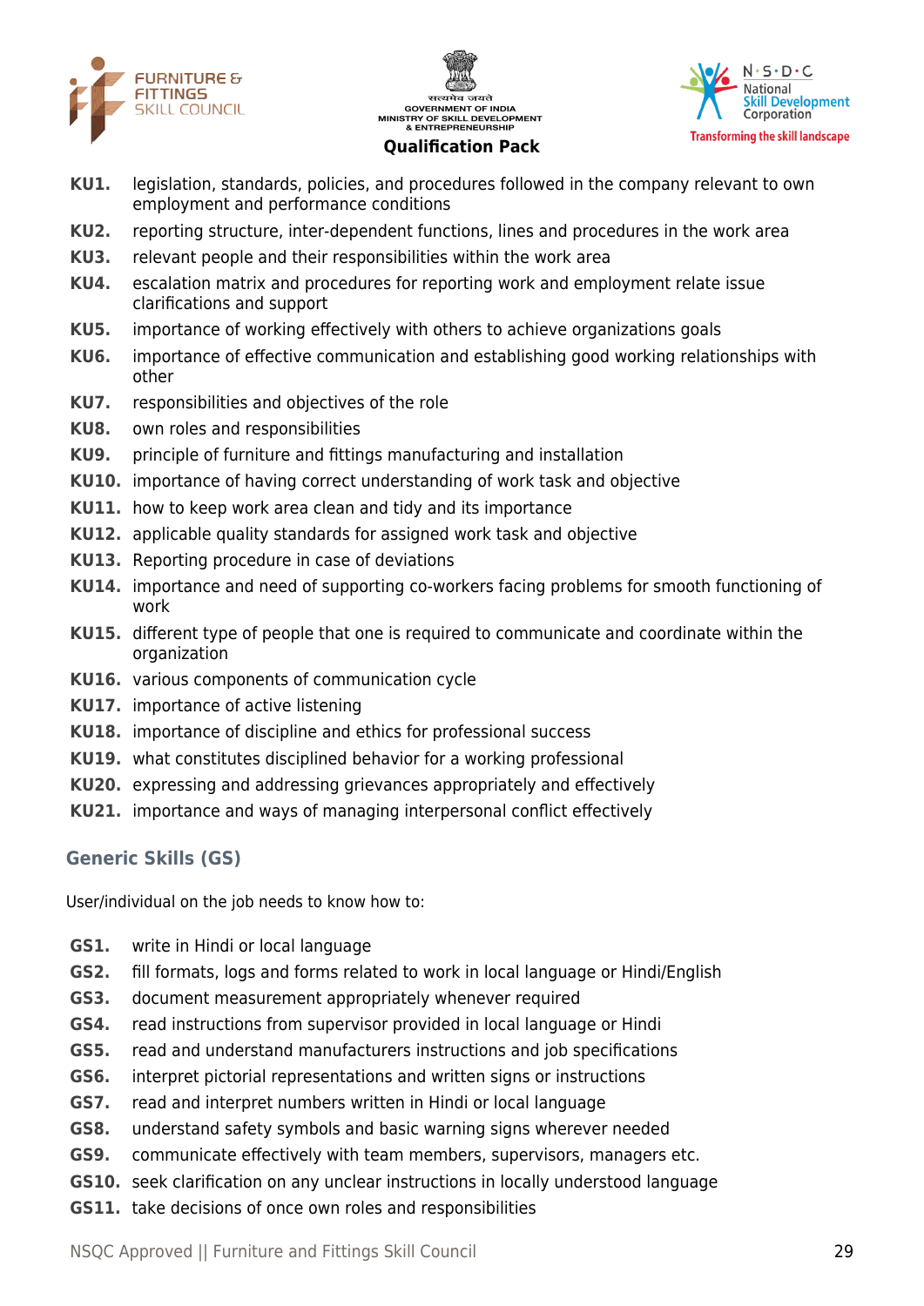**KU1.** legislation, standards, policies, and procedures followed in the company relevant to own employment and performance conditions

**KU2.** reporting structure, inter-dependent functions, lines and procedures in the work area

**KU3.** relevant people and their responsibilities within the work area

**KU4.** escalation matrix and procedures for reporting work and employment relate issue clarifications and support

**KU5.** importance of working effectively with others to achieve organizations goals

**KU6.** importance of effective communication and establishing good working relationships with other

**KU7.** responsibilities and objectives of the role

**KU8.** own roles and responsibilities

**KU9.** principle of furniture and fittings manufacturing and installation

**KU10.** importance of having correct understanding of work task and objective

**KU11.** how to keep work area clean and tidy and its importance

**KU12.** applicable quality standards for assigned work task and objective

**KU13.** Reporting procedure in case of deviations

**KU14.** importance and need of supporting co-workers facing problems for smooth functioning of work

**KU15.** different type of people that one is required to communicate and coordinate within the organization

**KU16.** various components of communication cycle

**KU17.** importance of active listening

**KU18.** importance of discipline and ethics for professional success

**KU19.** what constitutes disciplined behavior for a working professional

**KU20.** expressing and addressing grievances appropriately and effectively

**KU21.** importance and ways of managing interpersonal conflict effectively

## Generic Skills (GS)

User/individual on the job needs to know how to:

**GS1.** write in Hindi or local language

**GS2.** fill formats, logs and forms related to work in local language or Hindi/English

**GS3.** document measurement appropriately whenever required

**GS4.** read instructions from supervisor provided in local language or Hindi

**GS5.** read and understand manufacturers instructions and job specifications

**GS6.** interpret pictorial representations and written signs or instructions

**GS7.** read and interpret numbers written in Hindi or local language

**GS8.** understand safety symbols and basic warning signs wherever needed

**GS9.** communicate effectively with team members, supervisors, managers etc.

**GS10.** seek clarification on any unclear instructions in locally understood language

**GS11.** take decisions of once own roles and responsibilities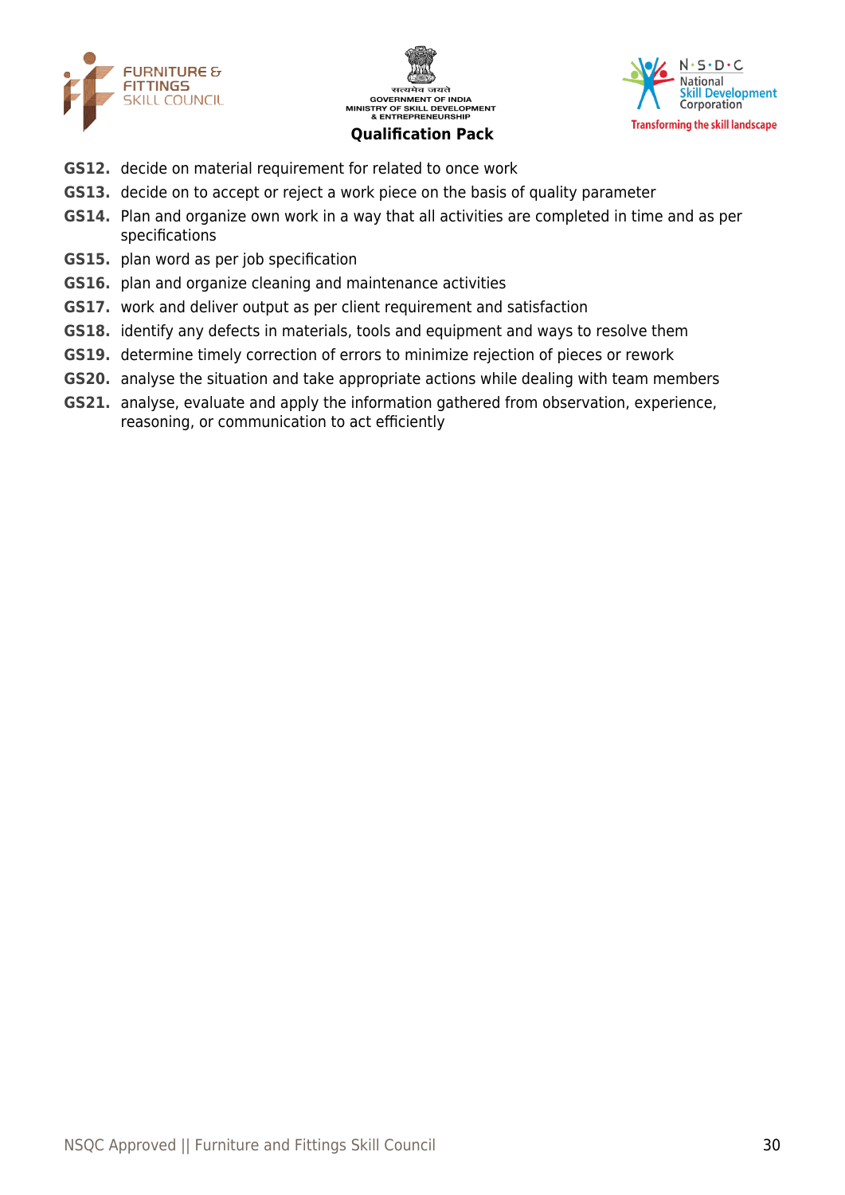**GS12.** decide on material requirement for related to once work

**GS13.** decide on to accept or reject a work piece on the basis of quality parameter

**GS14.** Plan and organize own work in a way that all activities are completed in time and as per specifications

**GS15.** plan word as per job specification

**GS16.** plan and organize cleaning and maintenance activities

**GS17.** work and deliver output as per client requirement and satisfaction

**GS18.** identify any defects in materials, tools and equipment and ways to resolve them

**GS19.** determine timely correction of errors to minimize rejection of pieces or rework

**GS20.** analyse the situation and take appropriate actions while dealing with team members

**GS21.** analyse, evaluate and apply the information gathered from observation, experience, reasoning, or communication to act efficiently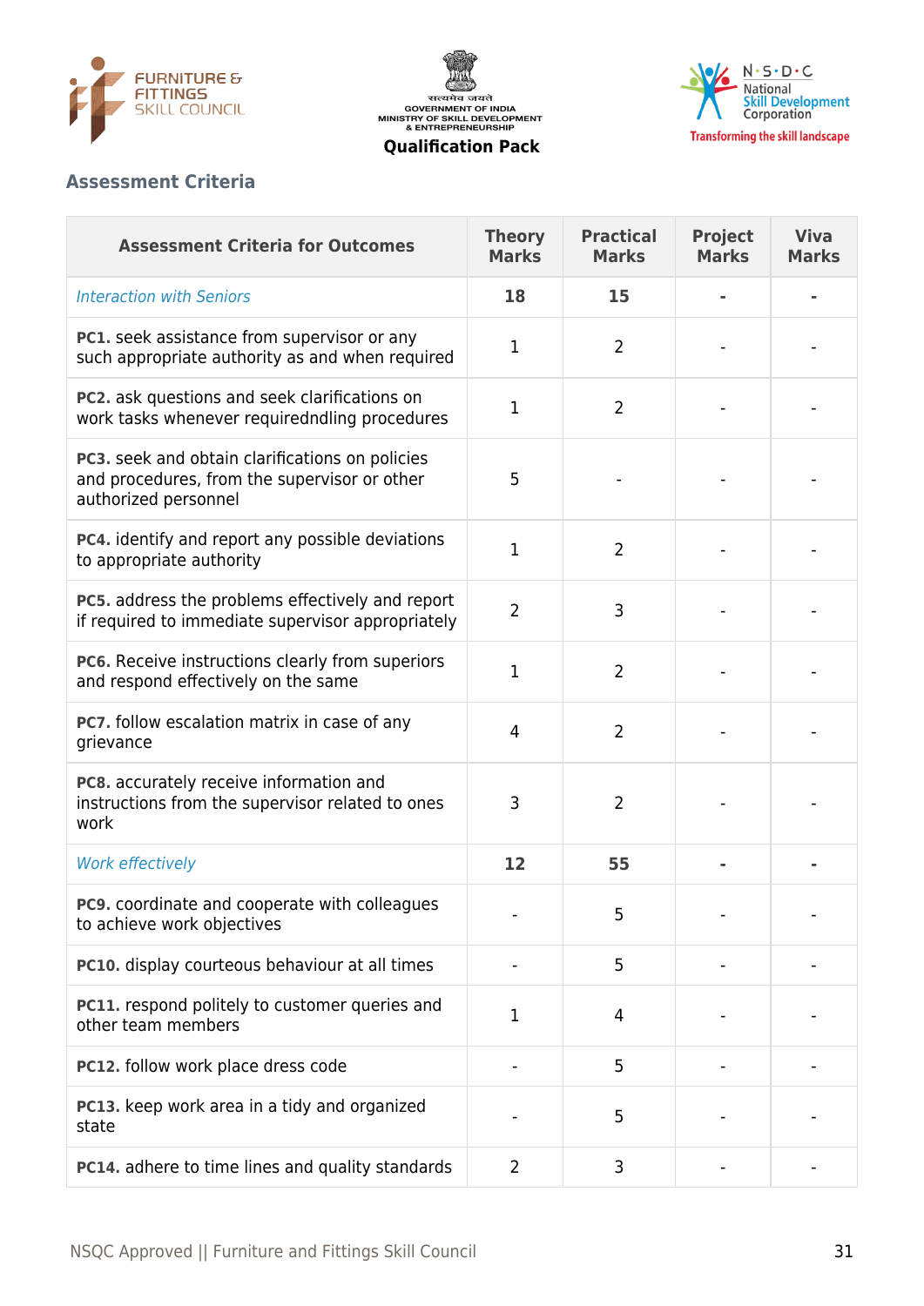## Assessment Criteria

| Assessment Criteria for Outcomes | Theory Marks | Practical Marks | Project Marks | Viva Marks |
|---|---|---|---|---|
| *Interaction with Seniors* | **18** | **15** | **-** | **-** |
| **PC1.** seek assistance from supervisor or any such appropriate authority as and when required | 1 | 2 | - | - |
| **PC2.** ask questions and seek clarifications on work tasks whenever requiredndling procedures | 1 | 2 | - | - |
| **PC3.** seek and obtain clarifications on policies and procedures, from the supervisor or other authorized personnel | 5 | - | - | - |
| **PC4.** identify and report any possible deviations to appropriate authority | 1 | 2 | - | - |
| **PC5.** address the problems effectively and report if required to immediate supervisor appropriately | 2 | 3 | - | - |
| **PC6.** Receive instructions clearly from superiors and respond effectively on the same | 1 | 2 | - | - |
| **PC7.** follow escalation matrix in case of any grievance | 4 | 2 | - | - |
| **PC8.** accurately receive information and instructions from the supervisor related to ones work | 3 | 2 | - | - |
| *Work effectively* | **12** | **55** | **-** | **-** |
| **PC9.** coordinate and cooperate with colleagues to achieve work objectives | - | 5 | - | - |
| **PC10.** display courteous behaviour at all times | - | 5 | - | - |
| **PC11.** respond politely to customer queries and other team members | 1 | 4 | - | - |
| **PC12.** follow work place dress code | - | 5 | - | - |
| **PC13.** keep work area in a tidy and organized state | - | 5 | - | - |
| **PC14.** adhere to time lines and quality standards | 2 | 3 | - | - |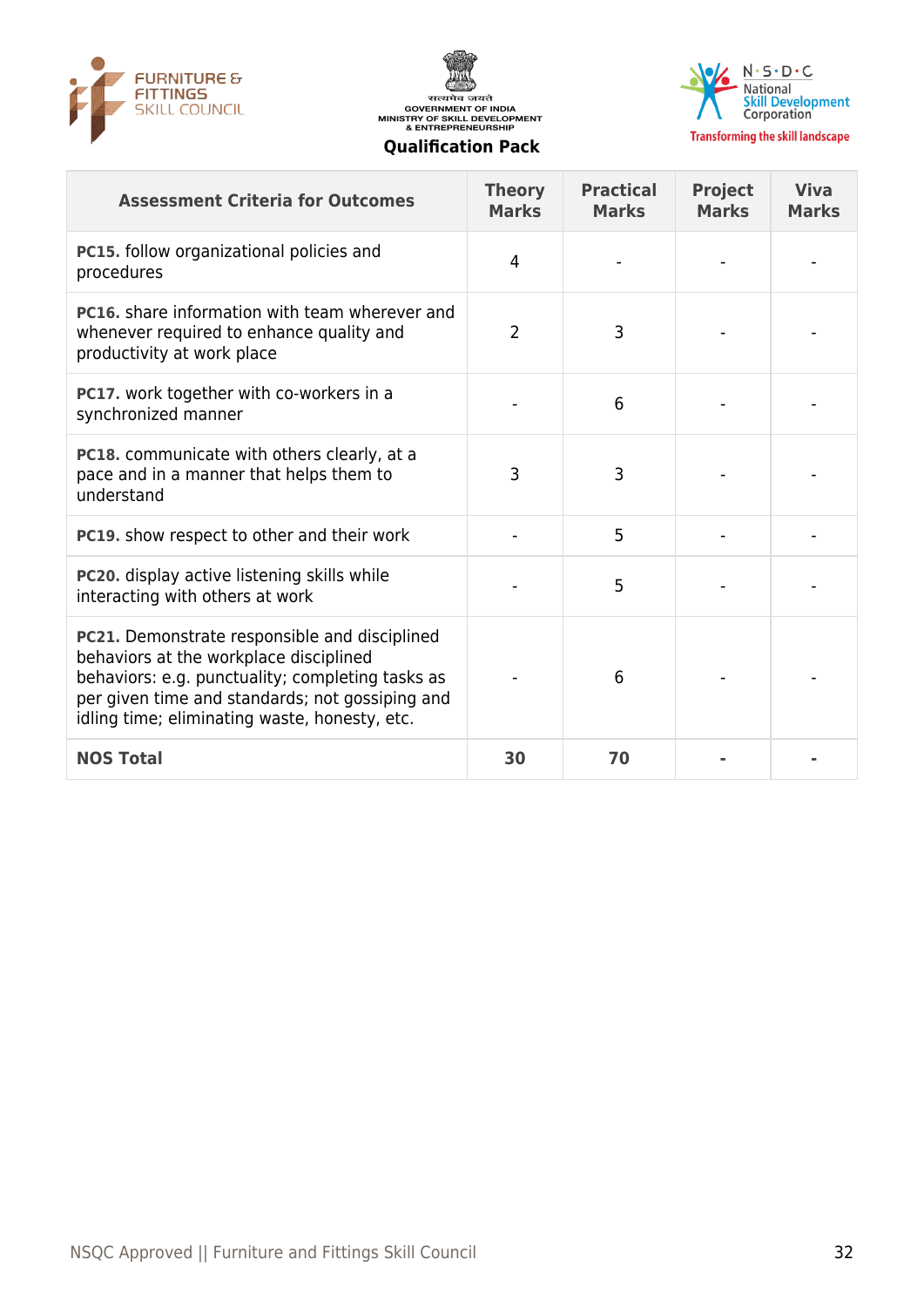| Assessment Criteria for Outcomes | Theory Marks | Practical Marks | Project Marks | Viva Marks |
|---|---|---|---|---|
| **PC15.** follow organizational policies and procedures | 4 | - | - | - |
| **PC16.** share information with team wherever and whenever required to enhance quality and productivity at work place | 2 | 3 | - | - |
| **PC17.** work together with co-workers in a synchronized manner | - | 6 | - | - |
| **PC18.** communicate with others clearly, at a pace and in a manner that helps them to understand | 3 | 3 | - | - |
| **PC19.** show respect to other and their work | - | 5 | - | - |
| **PC20.** display active listening skills while interacting with others at work | - | 5 | - | - |
| **PC21.** Demonstrate responsible and disciplined behaviors at the workplace disciplined behaviors: e.g. punctuality; completing tasks as per given time and standards; not gossiping and idling time; eliminating waste, honesty, etc. | - | 6 | - | - |
| **NOS Total** | **30** | **70** | **-** | **-** |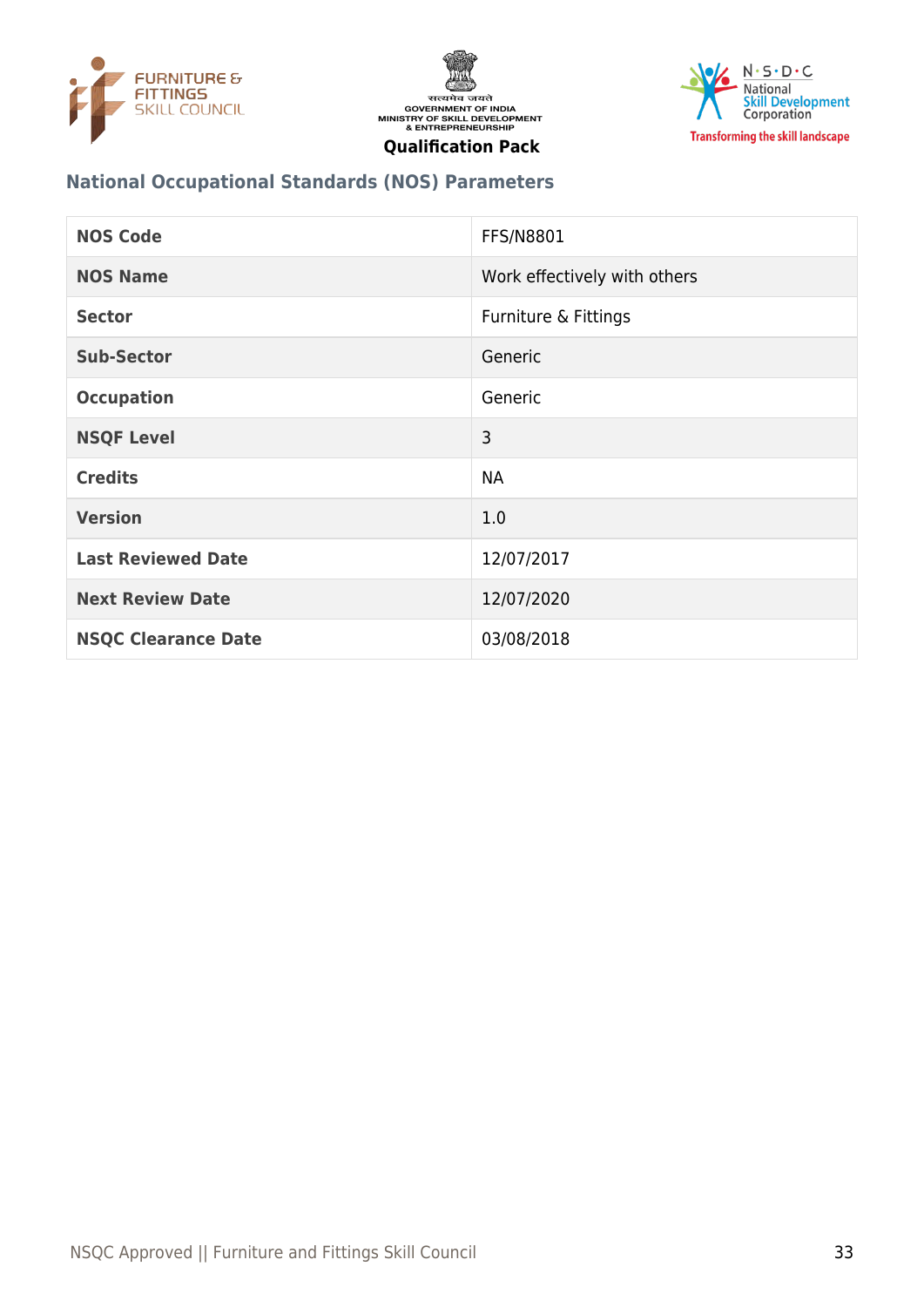## National Occupational Standards (NOS) Parameters

| NOS Code | FFS/N8801 |
|---|---|
| NOS Name | Work effectively with others |
| Sector | Furniture & Fittings |
| Sub-Sector | Generic |
| Occupation | Generic |
| NSQF Level | 3 |
| Credits | NA |
| Version | 1.0 |
| Last Reviewed Date | 12/07/2017 |
| Next Review Date | 12/07/2020 |
| NSQC Clearance Date | 03/08/2018 |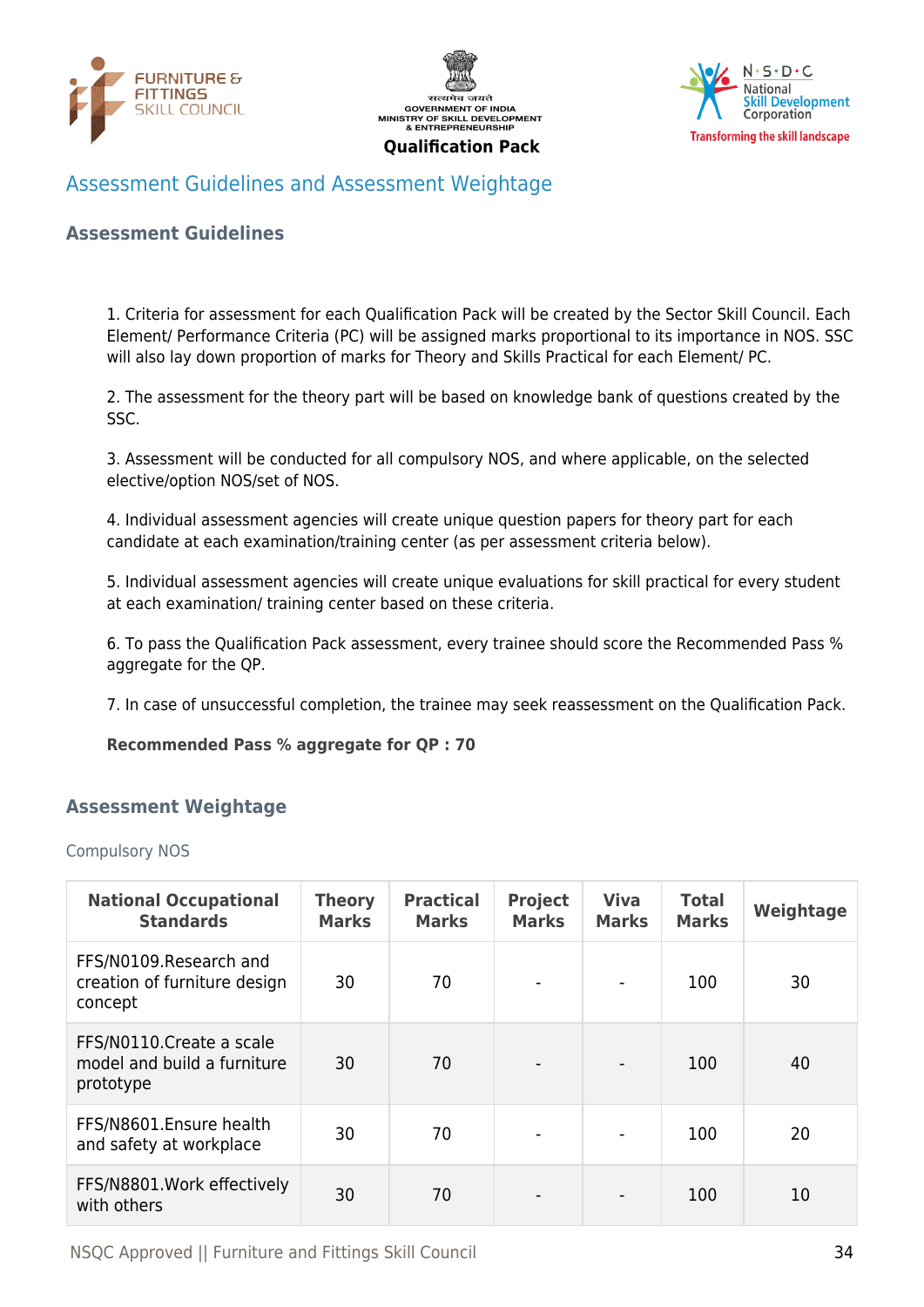## Assessment Guidelines and Assessment Weightage

### Assessment Guidelines

1. Criteria for assessment for each Qualification Pack will be created by the Sector Skill Council. Each Element/ Performance Criteria (PC) will be assigned marks proportional to its importance in NOS. SSC will also lay down proportion of marks for Theory and Skills Practical for each Element/ PC.

2. The assessment for the theory part will be based on knowledge bank of questions created by the SSC.

3. Assessment will be conducted for all compulsory NOS, and where applicable, on the selected elective/option NOS/set of NOS.

4. Individual assessment agencies will create unique question papers for theory part for each candidate at each examination/training center (as per assessment criteria below).

5. Individual assessment agencies will create unique evaluations for skill practical for every student at each examination/ training center based on these criteria.

6. To pass the Qualification Pack assessment, every trainee should score the Recommended Pass % aggregate for the QP.

7. In case of unsuccessful completion, the trainee may seek reassessment on the Qualification Pack.

**Recommended Pass % aggregate for QP : 70**

### Assessment Weightage

Compulsory NOS

| National Occupational Standards | Theory Marks | Practical Marks | Project Marks | Viva Marks | Total Marks | Weightage |
|---|---|---|---|---|---|---|
| FFS/N0109.Research and creation of furniture design concept | 30 | 70 | - | - | 100 | 30 |
| FFS/N0110.Create a scale model and build a furniture prototype | 30 | 70 | - | - | 100 | 40 |
| FFS/N8601.Ensure health and safety at workplace | 30 | 70 | - | - | 100 | 20 |
| FFS/N8801.Work effectively with others | 30 | 70 | - | - | 100 | 10 |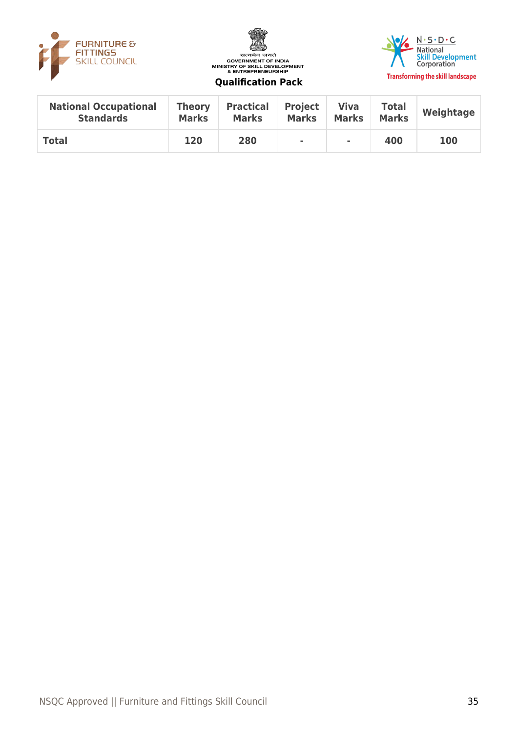| National Occupational Standards | Theory Marks | Practical Marks | Project Marks | Viva Marks | Total Marks | Weightage |
|---|---|---|---|---|---|---|
| **Total** | 120 | 280 | - | - | 400 | 100 |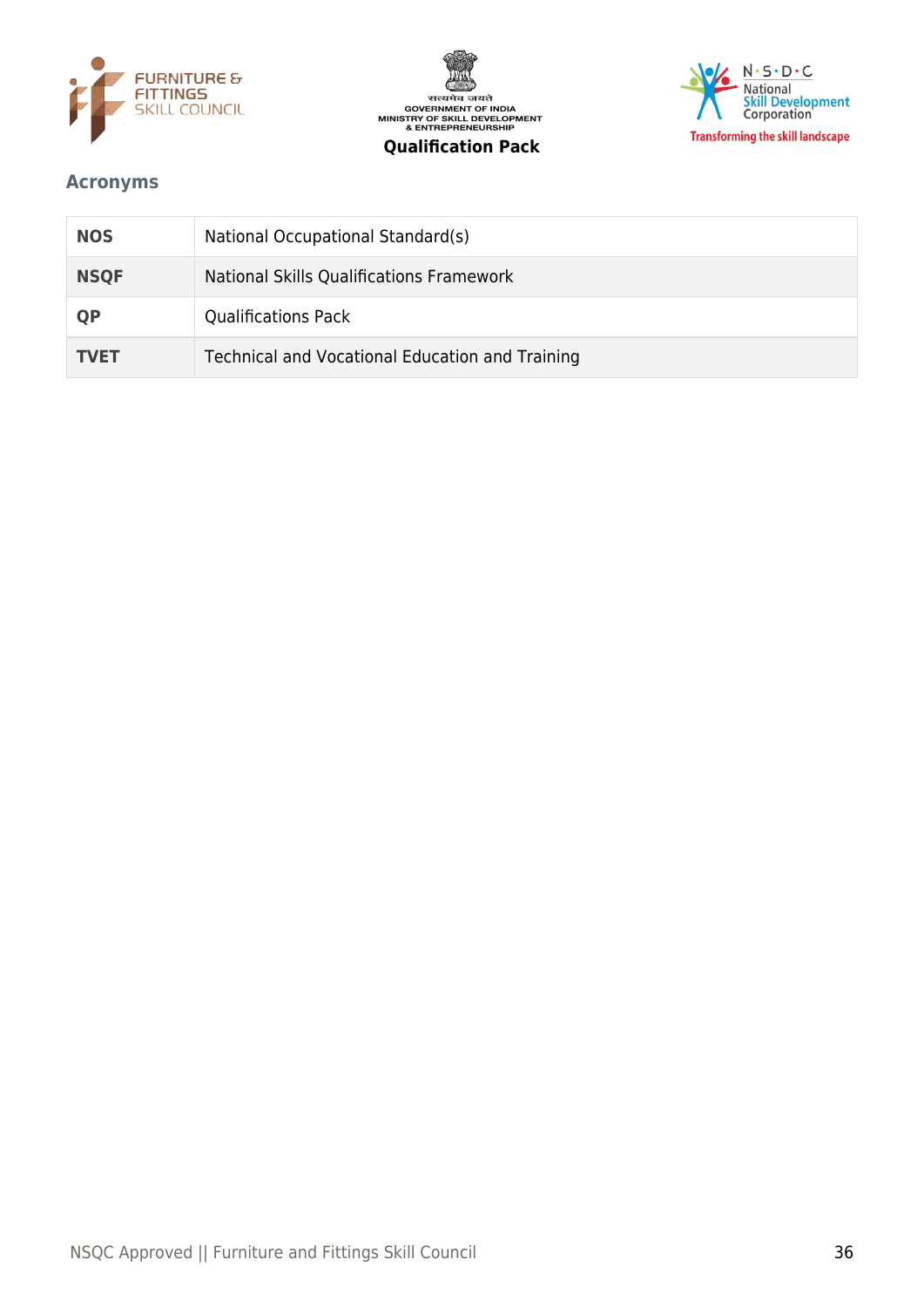## Acronyms

| | |
|---|---|
| **NOS** | National Occupational Standard(s) |
| **NSQF** | National Skills Qualifications Framework |
| **QP** | Qualifications Pack |
| **TVET** | Technical and Vocational Education and Training |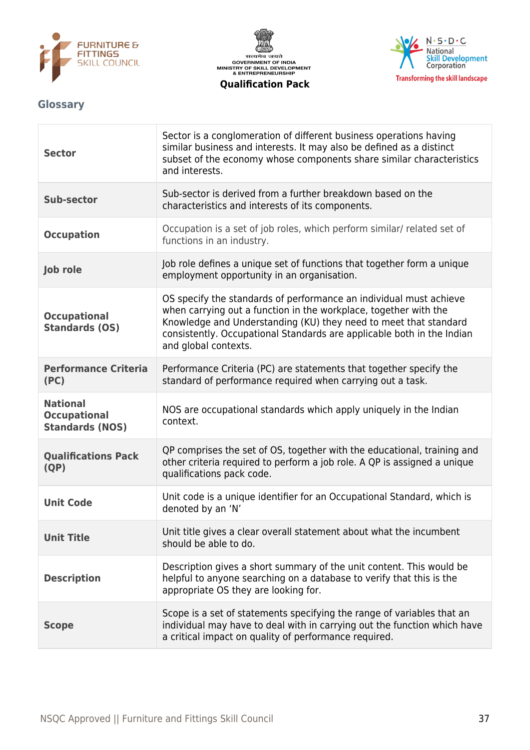## Glossary

| | |
|---|---|
| **Sector** | Sector is a conglomeration of different business operations having similar business and interests. It may also be defined as a distinct subset of the economy whose components share similar characteristics and interests. |
| **Sub-sector** | Sub-sector is derived from a further breakdown based on the characteristics and interests of its components. |
| **Occupation** | Occupation is a set of job roles, which perform similar/ related set of functions in an industry. |
| **Job role** | Job role defines a unique set of functions that together form a unique employment opportunity in an organisation. |
| **Occupational Standards (OS)** | OS specify the standards of performance an individual must achieve when carrying out a function in the workplace, together with the Knowledge and Understanding (KU) they need to meet that standard consistently. Occupational Standards are applicable both in the Indian and global contexts. |
| **Performance Criteria (PC)** | Performance Criteria (PC) are statements that together specify the standard of performance required when carrying out a task. |
| **National Occupational Standards (NOS)** | NOS are occupational standards which apply uniquely in the Indian context. |
| **Qualifications Pack (QP)** | QP comprises the set of OS, together with the educational, training and other criteria required to perform a job role. A QP is assigned a unique qualifications pack code. |
| **Unit Code** | Unit code is a unique identifier for an Occupational Standard, which is denoted by an 'N' |
| **Unit Title** | Unit title gives a clear overall statement about what the incumbent should be able to do. |
| **Description** | Description gives a short summary of the unit content. This would be helpful to anyone searching on a database to verify that this is the appropriate OS they are looking for. |
| **Scope** | Scope is a set of statements specifying the range of variables that an individual may have to deal with in carrying out the function which have a critical impact on quality of performance required. |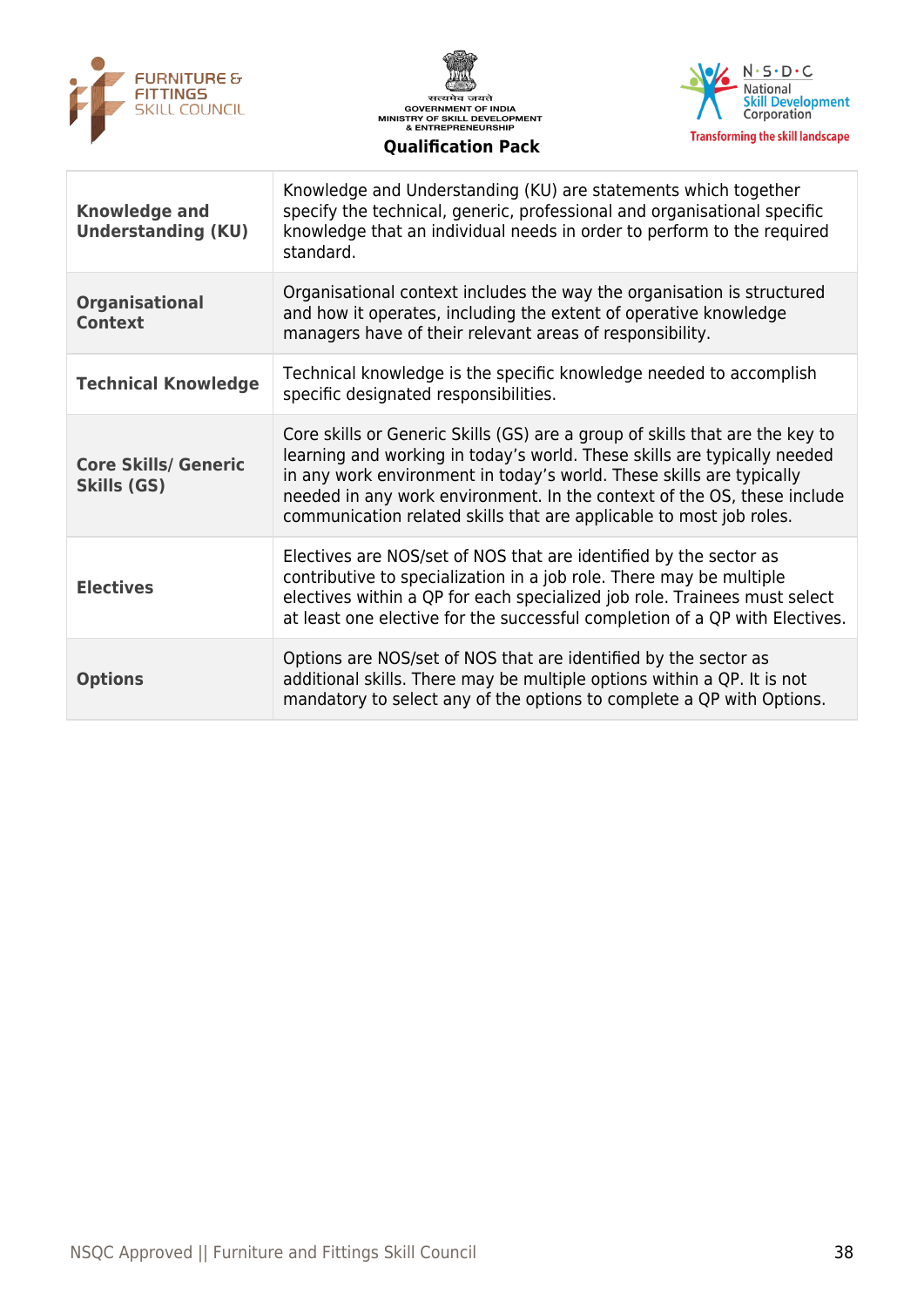| | |
|---|---|
| **Knowledge and Understanding (KU)** | Knowledge and Understanding (KU) are statements which together specify the technical, generic, professional and organisational specific knowledge that an individual needs in order to perform to the required standard. |
| **Organisational Context** | Organisational context includes the way the organisation is structured and how it operates, including the extent of operative knowledge managers have of their relevant areas of responsibility. |
| **Technical Knowledge** | Technical knowledge is the specific knowledge needed to accomplish specific designated responsibilities. |
| **Core Skills/ Generic Skills (GS)** | Core skills or Generic Skills (GS) are a group of skills that are the key to learning and working in today's world. These skills are typically needed in any work environment in today's world. These skills are typically needed in any work environment. In the context of the OS, these include communication related skills that are applicable to most job roles. |
| **Electives** | Electives are NOS/set of NOS that are identified by the sector as contributive to specialization in a job role. There may be multiple electives within a QP for each specialized job role. Trainees must select at least one elective for the successful completion of a QP with Electives. |
| **Options** | Options are NOS/set of NOS that are identified by the sector as additional skills. There may be multiple options within a QP. It is not mandatory to select any of the options to complete a QP with Options. |